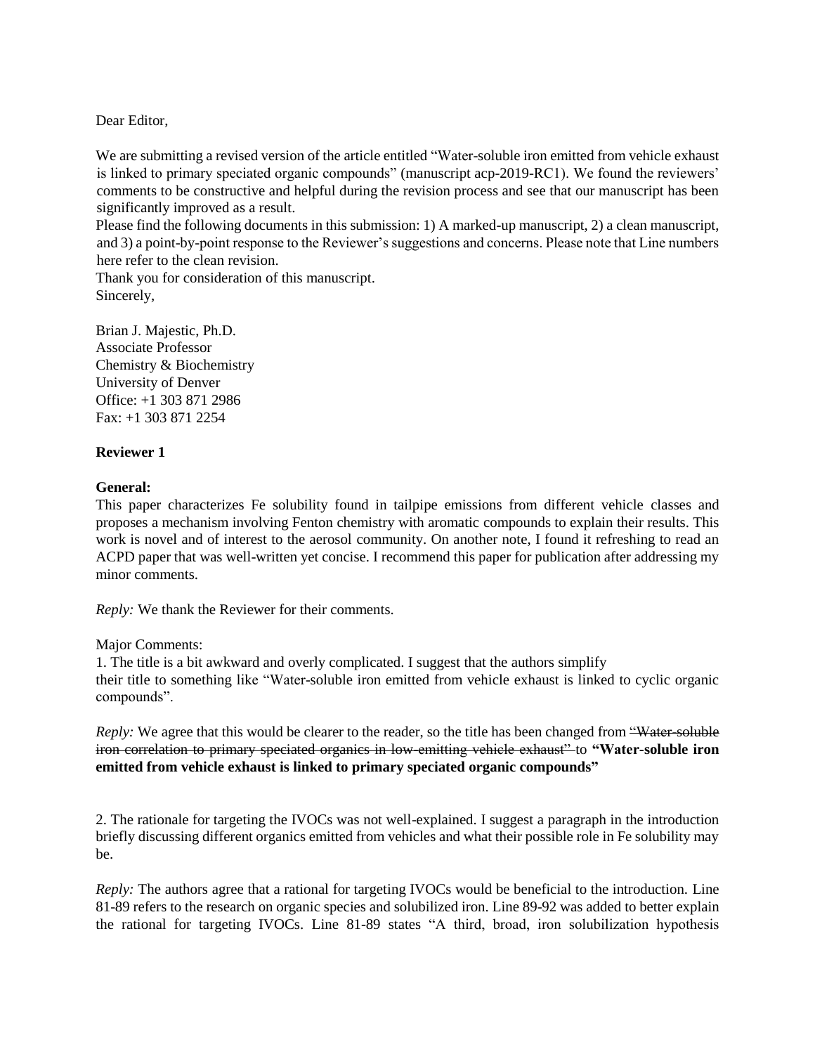Dear Editor,

We are submitting a revised version of the article entitled "Water-soluble iron emitted from vehicle exhaust is linked to primary speciated organic compounds" (manuscript acp-2019-RC1). We found the reviewers' comments to be constructive and helpful during the revision process and see that our manuscript has been significantly improved as a result.

Please find the following documents in this submission: 1) A marked-up manuscript, 2) a clean manuscript, and 3) a point-by-point response to the Reviewer's suggestions and concerns. Please note that Line numbers here refer to the clean revision.

Thank you for consideration of this manuscript.

Sincerely,

Brian J. Majestic, Ph.D.
Associate Professor
Chemistry & Biochemistry
University of Denver
Office: +1 303 871 2986
Fax: +1 303 871 2254

**Reviewer 1**

**General:**

This paper characterizes Fe solubility found in tailpipe emissions from different vehicle classes and proposes a mechanism involving Fenton chemistry with aromatic compounds to explain their results. This work is novel and of interest to the aerosol community. On another note, I found it refreshing to read an ACPD paper that was well-written yet concise. I recommend this paper for publication after addressing my minor comments.

*Reply:* We thank the Reviewer for their comments.

Major Comments:

1. The title is a bit awkward and overly complicated. I suggest that the authors simplify their title to something like "Water-soluble iron emitted from vehicle exhaust is linked to cyclic organic compounds".

*Reply:* We agree that this would be clearer to the reader, so the title has been changed from ~~"Water-soluble iron correlation to primary speciated organics in low-emitting vehicle exhaust"~~ to **"Water-soluble iron emitted from vehicle exhaust is linked to primary speciated organic compounds"**

2. The rationale for targeting the IVOCs was not well-explained. I suggest a paragraph in the introduction briefly discussing different organics emitted from vehicles and what their possible role in Fe solubility may be.

*Reply:* The authors agree that a rational for targeting IVOCs would be beneficial to the introduction. Line 81-89 refers to the research on organic species and solubilized iron. Line 89-92 was added to better explain the rational for targeting IVOCs. Line 81-89 states "A third, broad, iron solubilization hypothesis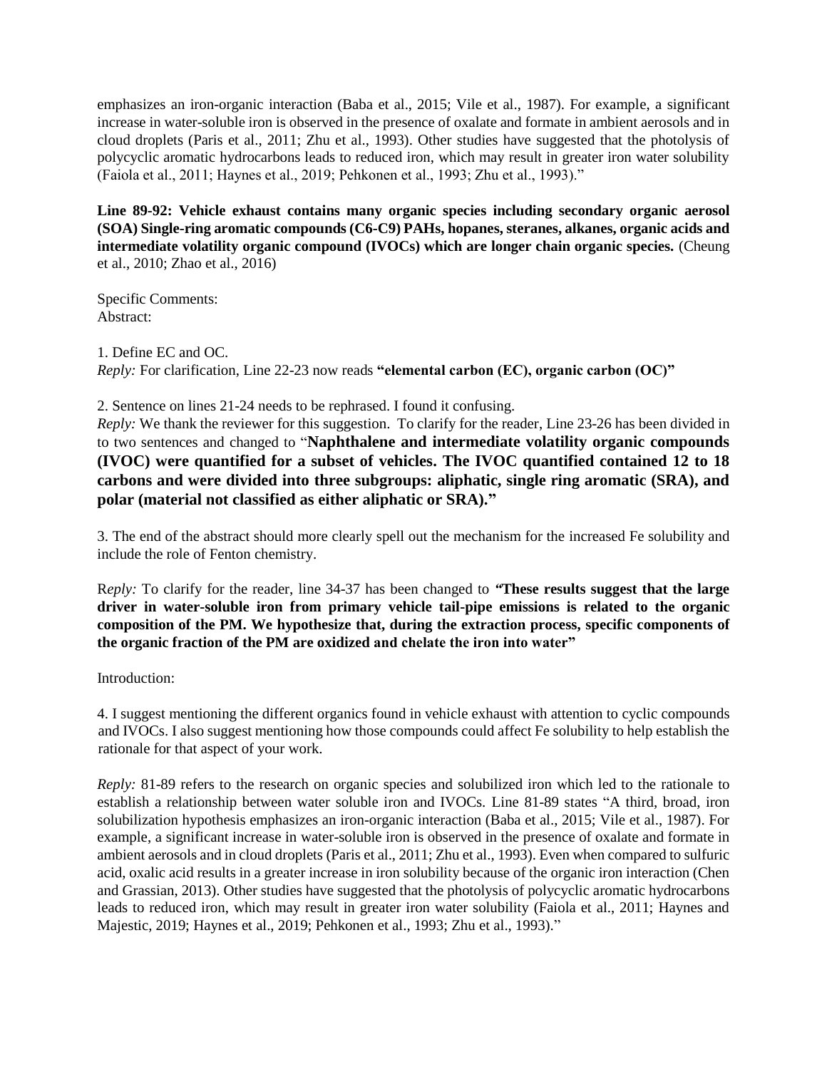emphasizes an iron-organic interaction (Baba et al., 2015; Vile et al., 1987). For example, a significant increase in water-soluble iron is observed in the presence of oxalate and formate in ambient aerosols and in cloud droplets (Paris et al., 2011; Zhu et al., 1993). Other studies have suggested that the photolysis of polycyclic aromatic hydrocarbons leads to reduced iron, which may result in greater iron water solubility (Faiola et al., 2011; Haynes et al., 2019; Pehkonen et al., 1993; Zhu et al., 1993)."

**Line 89-92: Vehicle exhaust contains many organic species including secondary organic aerosol (SOA) Single-ring aromatic compounds (C6-C9) PAHs, hopanes, steranes, alkanes, organic acids and intermediate volatility organic compound (IVOCs) which are longer chain organic species.** (Cheung et al., 2010; Zhao et al., 2016)

Specific Comments:
Abstract:

1. Define EC and OC.
*Reply:* For clarification, Line 22-23 now reads **"elemental carbon (EC), organic carbon (OC)"**

2. Sentence on lines 21-24 needs to be rephrased. I found it confusing.
*Reply:* We thank the reviewer for this suggestion. To clarify for the reader, Line 23-26 has been divided in to two sentences and changed to "**Naphthalene and intermediate volatility organic compounds (IVOC) were quantified for a subset of vehicles. The IVOC quantified contained 12 to 18 carbons and were divided into three subgroups: aliphatic, single ring aromatic (SRA), and polar (material not classified as either aliphatic or SRA).**"

3. The end of the abstract should more clearly spell out the mechanism for the increased Fe solubility and include the role of Fenton chemistry.

R*eply:* To clarify for the reader, line 34-37 has been changed to **"These results suggest that the large driver in water-soluble iron from primary vehicle tail-pipe emissions is related to the organic composition of the PM. We hypothesize that, during the extraction process, specific components of the organic fraction of the PM are oxidized and chelate the iron into water"**

Introduction:

4. I suggest mentioning the different organics found in vehicle exhaust with attention to cyclic compounds and IVOCs. I also suggest mentioning how those compounds could affect Fe solubility to help establish the rationale for that aspect of your work.

*Reply:* 81-89 refers to the research on organic species and solubilized iron which led to the rationale to establish a relationship between water soluble iron and IVOCs. Line 81-89 states "A third, broad, iron solubilization hypothesis emphasizes an iron-organic interaction (Baba et al., 2015; Vile et al., 1987). For example, a significant increase in water-soluble iron is observed in the presence of oxalate and formate in ambient aerosols and in cloud droplets (Paris et al., 2011; Zhu et al., 1993). Even when compared to sulfuric acid, oxalic acid results in a greater increase in iron solubility because of the organic iron interaction (Chen and Grassian, 2013). Other studies have suggested that the photolysis of polycyclic aromatic hydrocarbons leads to reduced iron, which may result in greater iron water solubility (Faiola et al., 2011; Haynes and Majestic, 2019; Haynes et al., 2019; Pehkonen et al., 1993; Zhu et al., 1993)."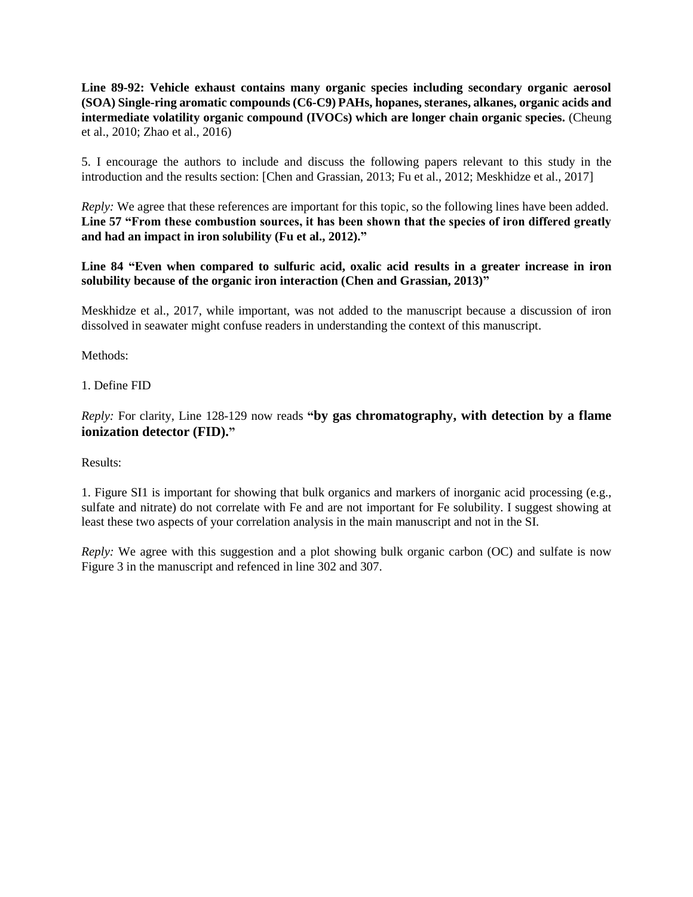**Line 89-92: Vehicle exhaust contains many organic species including secondary organic aerosol (SOA) Single-ring aromatic compounds (C6-C9) PAHs, hopanes, steranes, alkanes, organic acids and intermediate volatility organic compound (IVOCs) which are longer chain organic species.** (Cheung et al., 2010; Zhao et al., 2016)

5. I encourage the authors to include and discuss the following papers relevant to this study in the introduction and the results section: [Chen and Grassian, 2013; Fu et al., 2012; Meskhidze et al., 2017]

*Reply:* We agree that these references are important for this topic, so the following lines have been added. **Line 57 "From these combustion sources, it has been shown that the species of iron differed greatly and had an impact in iron solubility (Fu et al., 2012)."**

**Line 84 "Even when compared to sulfuric acid, oxalic acid results in a greater increase in iron solubility because of the organic iron interaction (Chen and Grassian, 2013)"**

Meskhidze et al., 2017, while important, was not added to the manuscript because a discussion of iron dissolved in seawater might confuse readers in understanding the context of this manuscript.

Methods:

1. Define FID

*Reply:* For clarity, Line 128-129 now reads **"by gas chromatography, with detection by a flame ionization detector (FID)."**

Results:

1. Figure SI1 is important for showing that bulk organics and markers of inorganic acid processing (e.g., sulfate and nitrate) do not correlate with Fe and are not important for Fe solubility. I suggest showing at least these two aspects of your correlation analysis in the main manuscript and not in the SI.

*Reply:* We agree with this suggestion and a plot showing bulk organic carbon (OC) and sulfate is now Figure 3 in the manuscript and refenced in line 302 and 307.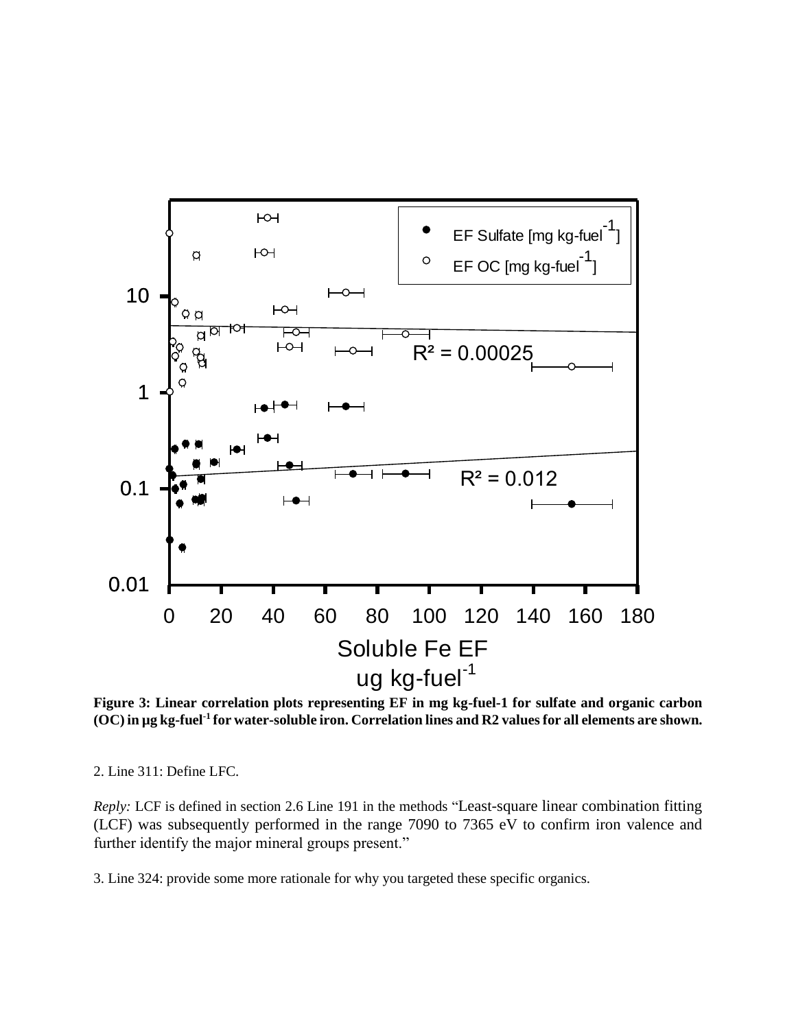Figure 3: Linear correlation plots representing EF in mg kg-fuel-1 for sulfate and organic carbon (OC) in µg kg-fuel$^{-1}$ for water-soluble iron. Correlation lines and R2 values for all elements are shown.

2. Line 311: Define LFC.

*Reply:* LCF is defined in section 2.6 Line 191 in the methods "Least-square linear combination fitting (LCF) was subsequently performed in the range 7090 to 7365 eV to confirm iron valence and further identify the major mineral groups present."

3. Line 324: provide some more rationale for why you targeted these specific organics.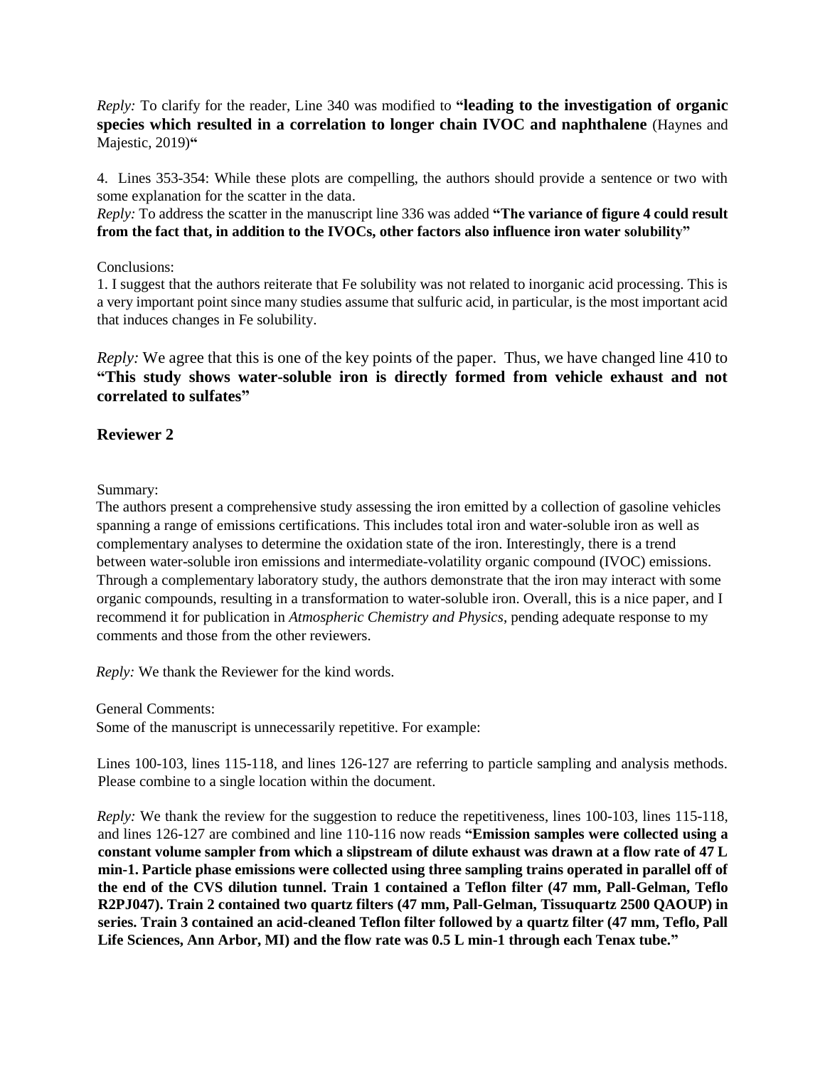*Reply:* To clarify for the reader, Line 340 was modified to **"leading to the investigation of organic species which resulted in a correlation to longer chain IVOC and naphthalene** (Haynes and Majestic, 2019)**"**

4. Lines 353-354: While these plots are compelling, the authors should provide a sentence or two with some explanation for the scatter in the data.

*Reply:* To address the scatter in the manuscript line 336 was added **"The variance of figure 4 could result from the fact that, in addition to the IVOCs, other factors also influence iron water solubility"**

Conclusions:

1. I suggest that the authors reiterate that Fe solubility was not related to inorganic acid processing. This is a very important point since many studies assume that sulfuric acid, in particular, is the most important acid that induces changes in Fe solubility.

*Reply:* We agree that this is one of the key points of the paper. Thus, we have changed line 410 to **"This study shows water-soluble iron is directly formed from vehicle exhaust and not correlated to sulfates"**

## Reviewer 2

Summary:

The authors present a comprehensive study assessing the iron emitted by a collection of gasoline vehicles spanning a range of emissions certifications. This includes total iron and water-soluble iron as well as complementary analyses to determine the oxidation state of the iron. Interestingly, there is a trend between water-soluble iron emissions and intermediate-volatility organic compound (IVOC) emissions. Through a complementary laboratory study, the authors demonstrate that the iron may interact with some organic compounds, resulting in a transformation to water-soluble iron. Overall, this is a nice paper, and I recommend it for publication in *Atmospheric Chemistry and Physics*, pending adequate response to my comments and those from the other reviewers.

*Reply:* We thank the Reviewer for the kind words.

General Comments:

Some of the manuscript is unnecessarily repetitive. For example:

Lines 100-103, lines 115-118, and lines 126-127 are referring to particle sampling and analysis methods. Please combine to a single location within the document.

*Reply:* We thank the review for the suggestion to reduce the repetitiveness, lines 100-103, lines 115-118, and lines 126-127 are combined and line 110-116 now reads **"Emission samples were collected using a constant volume sampler from which a slipstream of dilute exhaust was drawn at a flow rate of 47 L min-1. Particle phase emissions were collected using three sampling trains operated in parallel off of the end of the CVS dilution tunnel. Train 1 contained a Teflon filter (47 mm, Pall-Gelman, Teflo R2PJ047). Train 2 contained two quartz filters (47 mm, Pall-Gelman, Tissuquartz 2500 QAOUP) in series. Train 3 contained an acid-cleaned Teflon filter followed by a quartz filter (47 mm, Teflo, Pall Life Sciences, Ann Arbor, MI) and the flow rate was 0.5 L min-1 through each Tenax tube."**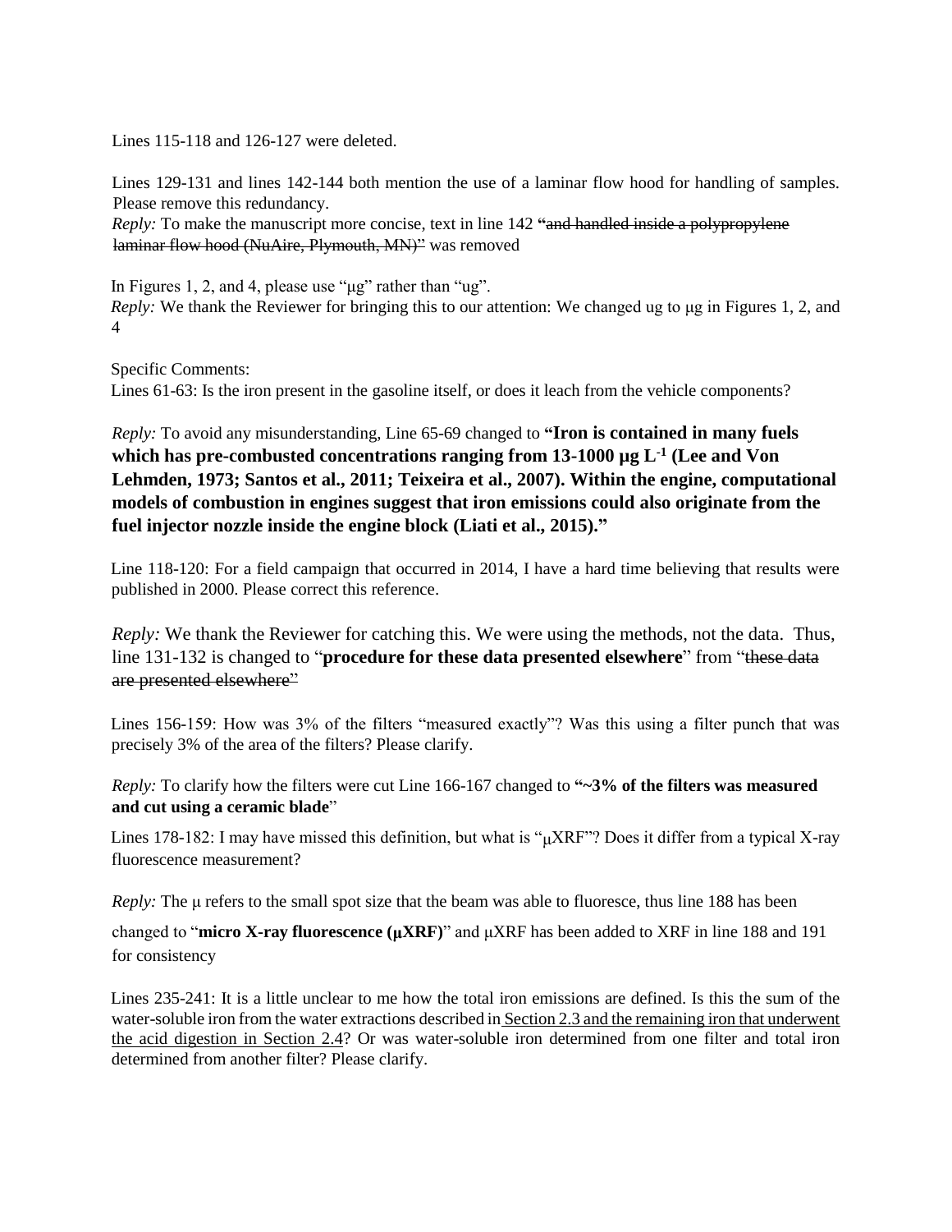Lines 115-118 and 126-127 were deleted.

Lines 129-131 and lines 142-144 both mention the use of a laminar flow hood for handling of samples. Please remove this redundancy.

*Reply:* To make the manuscript more concise, text in line 142 **"~~and handled inside a polypropylene laminar flow hood (NuAire, Plymouth, MN)~~"** was removed

In Figures 1, 2, and 4, please use "μg" rather than "ug".

*Reply:* We thank the Reviewer for bringing this to our attention: We changed ug to μg in Figures 1, 2, and 4

Specific Comments:

Lines 61-63: Is the iron present in the gasoline itself, or does it leach from the vehicle components?

*Reply:* To avoid any misunderstanding, Line 65-69 changed to **"Iron is contained in many fuels which has pre-combusted concentrations ranging from 13-1000 μg $L^{-1}$ (Lee and Von Lehmden, 1973; Santos et al., 2011; Teixeira et al., 2007). Within the engine, computational models of combustion in engines suggest that iron emissions could also originate from the fuel injector nozzle inside the engine block (Liati et al., 2015)."**

Line 118-120: For a field campaign that occurred in 2014, I have a hard time believing that results were published in 2000. Please correct this reference.

*Reply:* We thank the Reviewer for catching this. We were using the methods, not the data. Thus, line 131-132 is changed to "**procedure for these data presented elsewhere**" from "~~these data are presented elsewhere~~"

Lines 156-159: How was 3% of the filters "measured exactly"? Was this using a filter punch that was precisely 3% of the area of the filters? Please clarify.

*Reply:* To clarify how the filters were cut Line 166-167 changed to **"~3% of the filters was measured and cut using a ceramic blade"**

Lines 178-182: I may have missed this definition, but what is "μXRF"? Does it differ from a typical X-ray fluorescence measurement?

*Reply:* The μ refers to the small spot size that the beam was able to fluoresce, thus line 188 has been changed to "**micro X-ray fluorescence (μXRF)**" and μXRF has been added to XRF in line 188 and 191 for consistency

Lines 235-241: It is a little unclear to me how the total iron emissions are defined. Is this the sum of the water-soluble iron from the water extractions described in <u>Section 2.3 and the remaining iron that underwent the acid digestion in Section 2.4</u>? Or was water-soluble iron determined from one filter and total iron determined from another filter? Please clarify.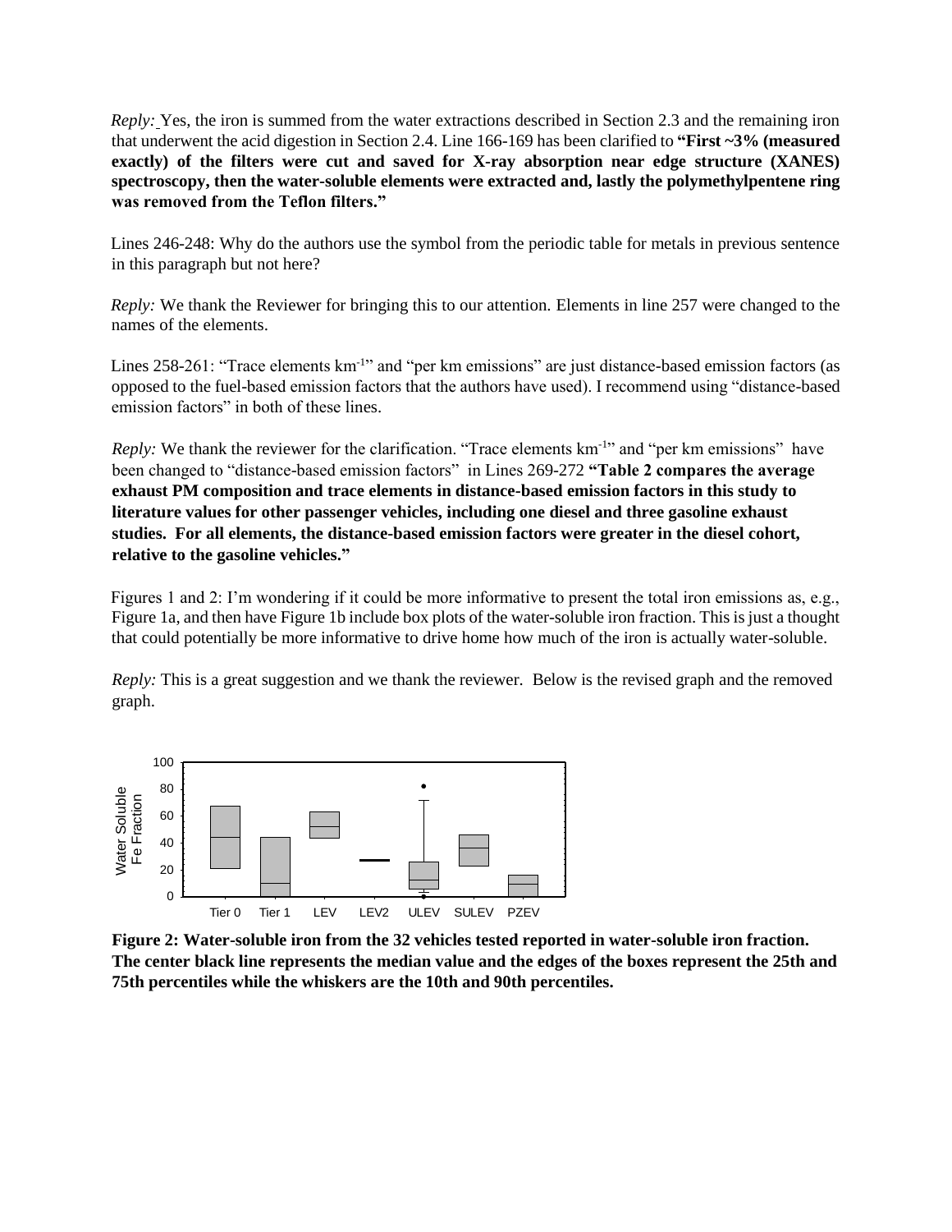*Reply:* Yes, the iron is summed from the water extractions described in Section 2.3 and the remaining iron that underwent the acid digestion in Section 2.4. Line 166-169 has been clarified to **"First ~3% (measured exactly) of the filters were cut and saved for X-ray absorption near edge structure (XANES) spectroscopy, then the water-soluble elements were extracted and, lastly the polymethylpentene ring was removed from the Teflon filters."**

Lines 246-248: Why do the authors use the symbol from the periodic table for metals in previous sentence in this paragraph but not here?

*Reply:* We thank the Reviewer for bringing this to our attention. Elements in line 257 were changed to the names of the elements.

Lines 258-261: "Trace elements $km^{-1}$" and "per km emissions" are just distance-based emission factors (as opposed to the fuel-based emission factors that the authors have used). I recommend using "distance-based emission factors" in both of these lines.

*Reply:* We thank the reviewer for the clarification. "Trace elements $km^{-1}$" and "per km emissions" have been changed to "distance-based emission factors" in Lines 269-272 **"Table 2 compares the average exhaust PM composition and trace elements in distance-based emission factors in this study to literature values for other passenger vehicles, including one diesel and three gasoline exhaust studies. For all elements, the distance-based emission factors were greater in the diesel cohort, relative to the gasoline vehicles."**

Figures 1 and 2: I'm wondering if it could be more informative to present the total iron emissions as, e.g., Figure 1a, and then have Figure 1b include box plots of the water-soluble iron fraction. This is just a thought that could potentially be more informative to drive home how much of the iron is actually water-soluble.

*Reply:* This is a great suggestion and we thank the reviewer. Below is the revised graph and the removed graph.

**Figure 2: Water-soluble iron from the 32 vehicles tested reported in water-soluble iron fraction. The center black line represents the median value and the edges of the boxes represent the 25th and 75th percentiles while the whiskers are the 10th and 90th percentiles.**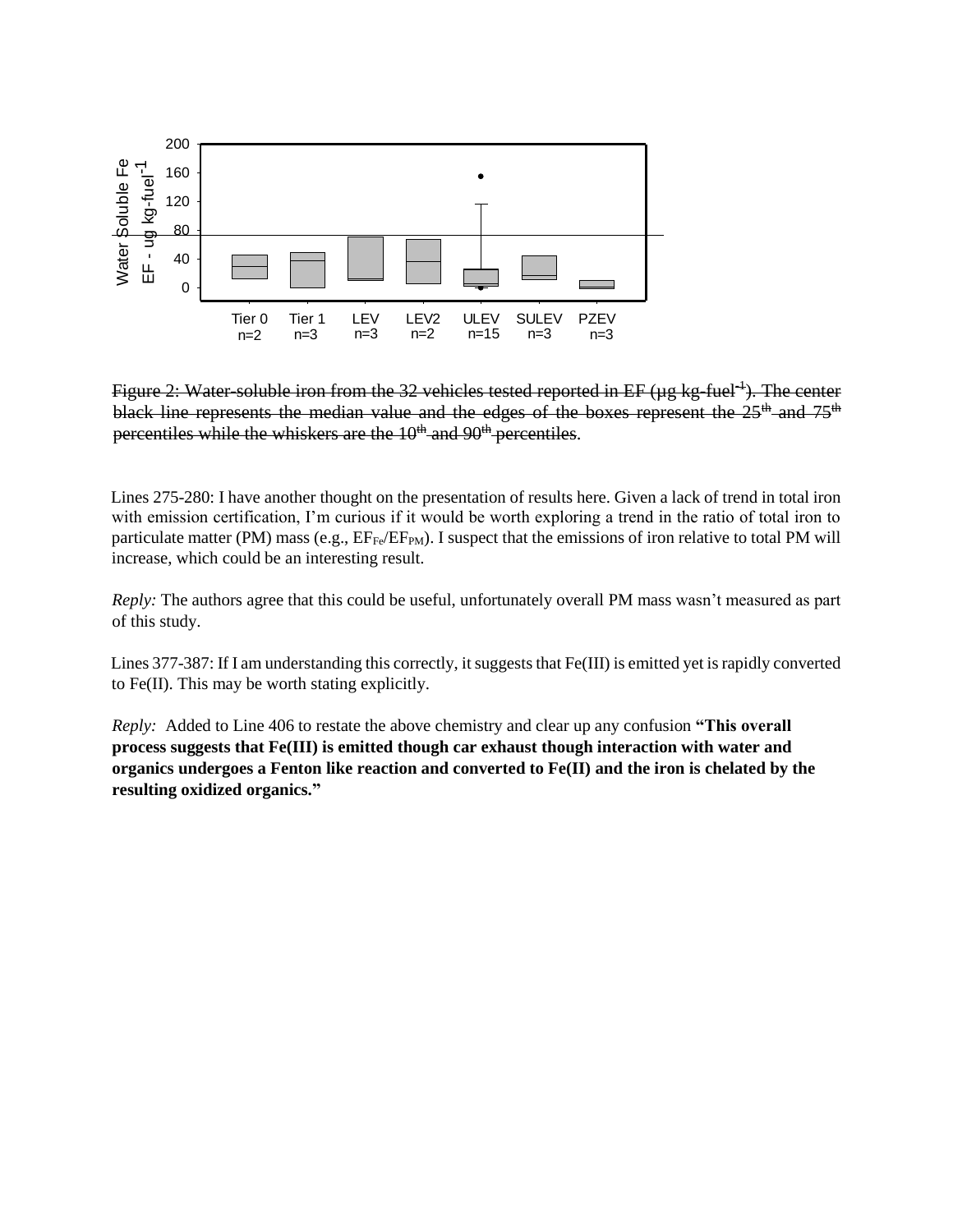Figure 2: Water-soluble iron from the 32 vehicles tested reported in EF (µg kg-fuel$^{-1}$). The center black line represents the median value and the edges of the boxes represent the 25$^{th}$ and 75$^{th}$ percentiles while the whiskers are the 10$^{th}$ and 90$^{th}$ percentiles.

Lines 275-280: I have another thought on the presentation of results here. Given a lack of trend in total iron with emission certification, I'm curious if it would be worth exploring a trend in the ratio of total iron to particulate matter (PM) mass (e.g., $EF_{Fe}/EF_{PM}$). I suspect that the emissions of iron relative to total PM will increase, which could be an interesting result.

*Reply:* The authors agree that this could be useful, unfortunately overall PM mass wasn't measured as part of this study.

Lines 377-387: If I am understanding this correctly, it suggests that Fe(III) is emitted yet is rapidly converted to Fe(II). This may be worth stating explicitly.

*Reply:* Added to Line 406 to restate the above chemistry and clear up any confusion **"This overall process suggests that Fe(III) is emitted though car exhaust though interaction with water and organics undergoes a Fenton like reaction and converted to Fe(II) and the iron is chelated by the resulting oxidized organics."**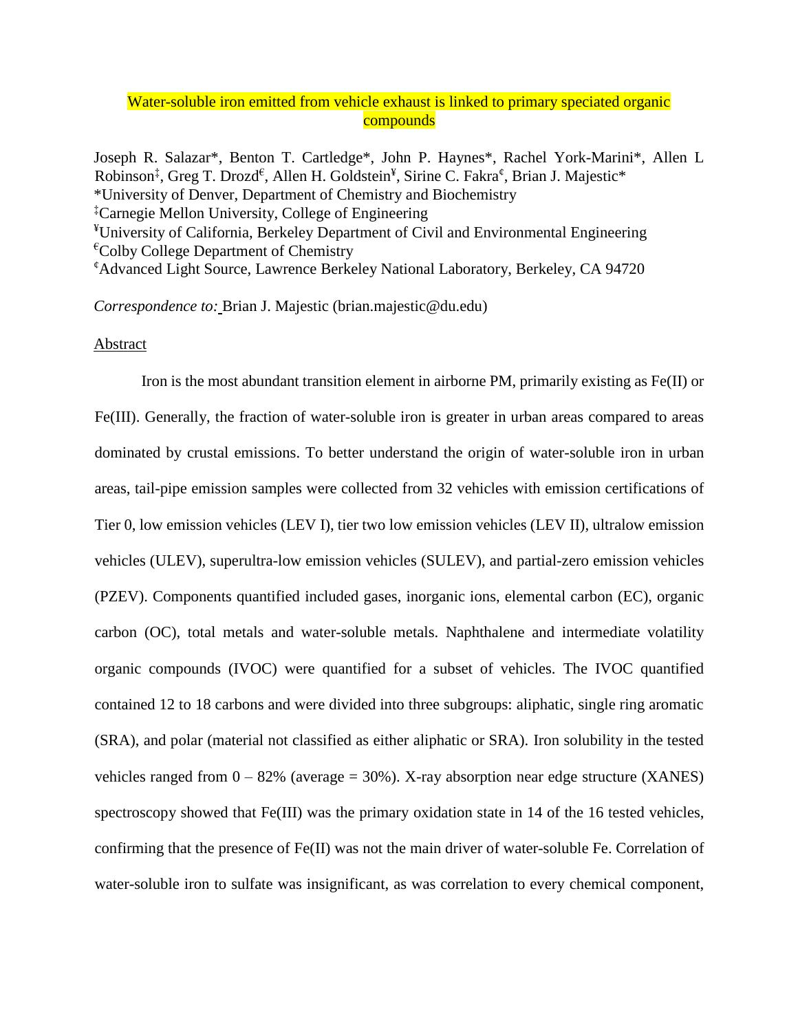# Water-soluble iron emitted from vehicle exhaust is linked to primary speciated organic compounds

Joseph R. Salazar*, Benton T. Cartledge*, John P. Haynes*, Rachel York-Marini*, Allen L Robinson[‡], Greg T. Drozd[€], Allen H. Goldstein[¥], Sirine C. Fakra[¢], Brian J. Majestic*

*University of Denver, Department of Chemistry and Biochemistry

[‡]Carnegie Mellon University, College of Engineering

[¥]University of California, Berkeley Department of Civil and Environmental Engineering

[€]Colby College Department of Chemistry

[¢]Advanced Light Source, Lawrence Berkeley National Laboratory, Berkeley, CA 94720

*Correspondence to:* Brian J. Majestic (brian.majestic@du.edu)

## Abstract

Iron is the most abundant transition element in airborne PM, primarily existing as Fe(II) or Fe(III). Generally, the fraction of water-soluble iron is greater in urban areas compared to areas dominated by crustal emissions. To better understand the origin of water-soluble iron in urban areas, tail-pipe emission samples were collected from 32 vehicles with emission certifications of Tier 0, low emission vehicles (LEV I), tier two low emission vehicles (LEV II), ultralow emission vehicles (ULEV), superultra-low emission vehicles (SULEV), and partial-zero emission vehicles (PZEV). Components quantified included gases, inorganic ions, elemental carbon (EC), organic carbon (OC), total metals and water-soluble metals. Naphthalene and intermediate volatility organic compounds (IVOC) were quantified for a subset of vehicles. The IVOC quantified contained 12 to 18 carbons and were divided into three subgroups: aliphatic, single ring aromatic (SRA), and polar (material not classified as either aliphatic or SRA). Iron solubility in the tested vehicles ranged from 0 – 82% (average = 30%). X-ray absorption near edge structure (XANES) spectroscopy showed that Fe(III) was the primary oxidation state in 14 of the 16 tested vehicles, confirming that the presence of Fe(II) was not the main driver of water-soluble Fe. Correlation of water-soluble iron to sulfate was insignificant, as was correlation to every chemical component,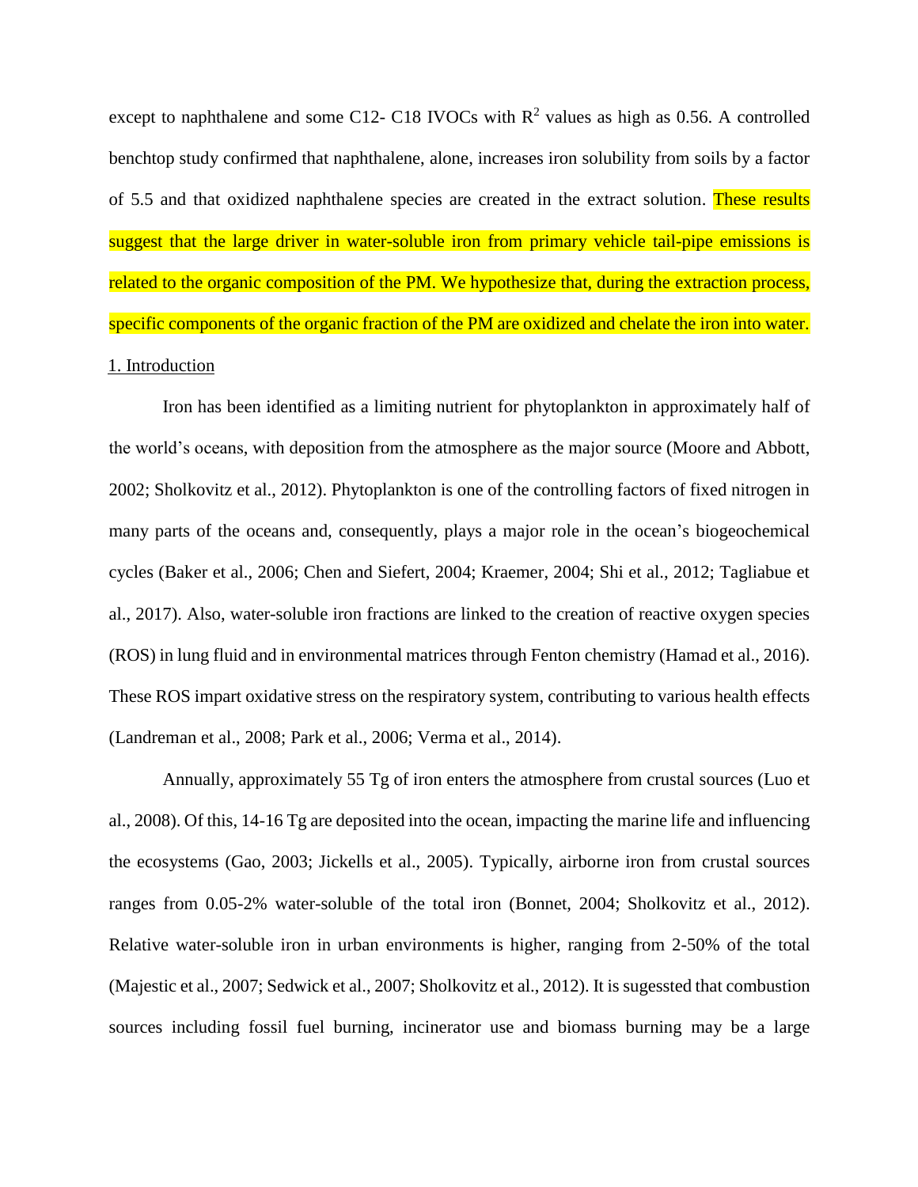except to naphthalene and some C12- C18 IVOCs with $R^2$ values as high as 0.56. A controlled benchtop study confirmed that naphthalene, alone, increases iron solubility from soils by a factor of 5.5 and that oxidized naphthalene species are created in the extract solution. These results suggest that the large driver in water-soluble iron from primary vehicle tail-pipe emissions is related to the organic composition of the PM. We hypothesize that, during the extraction process, specific components of the organic fraction of the PM are oxidized and chelate the iron into water.

## 1. Introduction

Iron has been identified as a limiting nutrient for phytoplankton in approximately half of the world's oceans, with deposition from the atmosphere as the major source (Moore and Abbott, 2002; Sholkovitz et al., 2012). Phytoplankton is one of the controlling factors of fixed nitrogen in many parts of the oceans and, consequently, plays a major role in the ocean's biogeochemical cycles (Baker et al., 2006; Chen and Siefert, 2004; Kraemer, 2004; Shi et al., 2012; Tagliabue et al., 2017). Also, water-soluble iron fractions are linked to the creation of reactive oxygen species (ROS) in lung fluid and in environmental matrices through Fenton chemistry (Hamad et al., 2016). These ROS impart oxidative stress on the respiratory system, contributing to various health effects (Landreman et al., 2008; Park et al., 2006; Verma et al., 2014).

Annually, approximately 55 Tg of iron enters the atmosphere from crustal sources (Luo et al., 2008). Of this, 14-16 Tg are deposited into the ocean, impacting the marine life and influencing the ecosystems (Gao, 2003; Jickells et al., 2005). Typically, airborne iron from crustal sources ranges from 0.05-2% water-soluble of the total iron (Bonnet, 2004; Sholkovitz et al., 2012). Relative water-soluble iron in urban environments is higher, ranging from 2-50% of the total (Majestic et al., 2007; Sedwick et al., 2007; Sholkovitz et al., 2012). It is sugessted that combustion sources including fossil fuel burning, incinerator use and biomass burning may be a large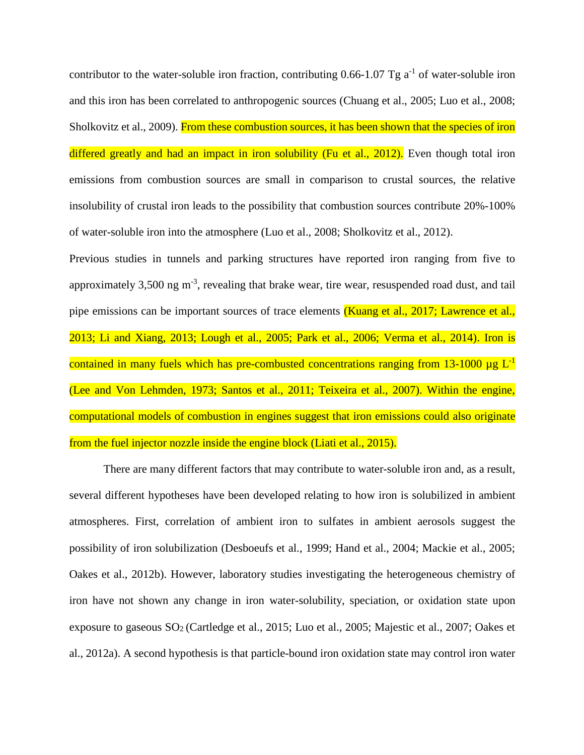contributor to the water-soluble iron fraction, contributing 0.66-1.07 Tg $a^{-1}$ of water-soluble iron and this iron has been correlated to anthropogenic sources (Chuang et al., 2005; Luo et al., 2008; Sholkovitz et al., 2009). From these combustion sources, it has been shown that the species of iron differed greatly and had an impact in iron solubility (Fu et al., 2012). Even though total iron emissions from combustion sources are small in comparison to crustal sources, the relative insolubility of crustal iron leads to the possibility that combustion sources contribute 20%-100% of water-soluble iron into the atmosphere (Luo et al., 2008; Sholkovitz et al., 2012).

Previous studies in tunnels and parking structures have reported iron ranging from five to approximately 3,500 ng $m^{-3}$, revealing that brake wear, tire wear, resuspended road dust, and tail pipe emissions can be important sources of trace elements (Kuang et al., 2017; Lawrence et al., 2013; Li and Xiang, 2013; Lough et al., 2005; Park et al., 2006; Verma et al., 2014). Iron is contained in many fuels which has pre-combusted concentrations ranging from 13-1000 µg $L^{-1}$ (Lee and Von Lehmden, 1973; Santos et al., 2011; Teixeira et al., 2007). Within the engine, computational models of combustion in engines suggest that iron emissions could also originate from the fuel injector nozzle inside the engine block (Liati et al., 2015).

There are many different factors that may contribute to water-soluble iron and, as a result, several different hypotheses have been developed relating to how iron is solubilized in ambient atmospheres. First, correlation of ambient iron to sulfates in ambient aerosols suggest the possibility of iron solubilization (Desboeufs et al., 1999; Hand et al., 2004; Mackie et al., 2005; Oakes et al., 2012b). However, laboratory studies investigating the heterogeneous chemistry of iron have not shown any change in iron water-solubility, speciation, or oxidation state upon exposure to gaseous $SO_2$ (Cartledge et al., 2015; Luo et al., 2005; Majestic et al., 2007; Oakes et al., 2012a). A second hypothesis is that particle-bound iron oxidation state may control iron water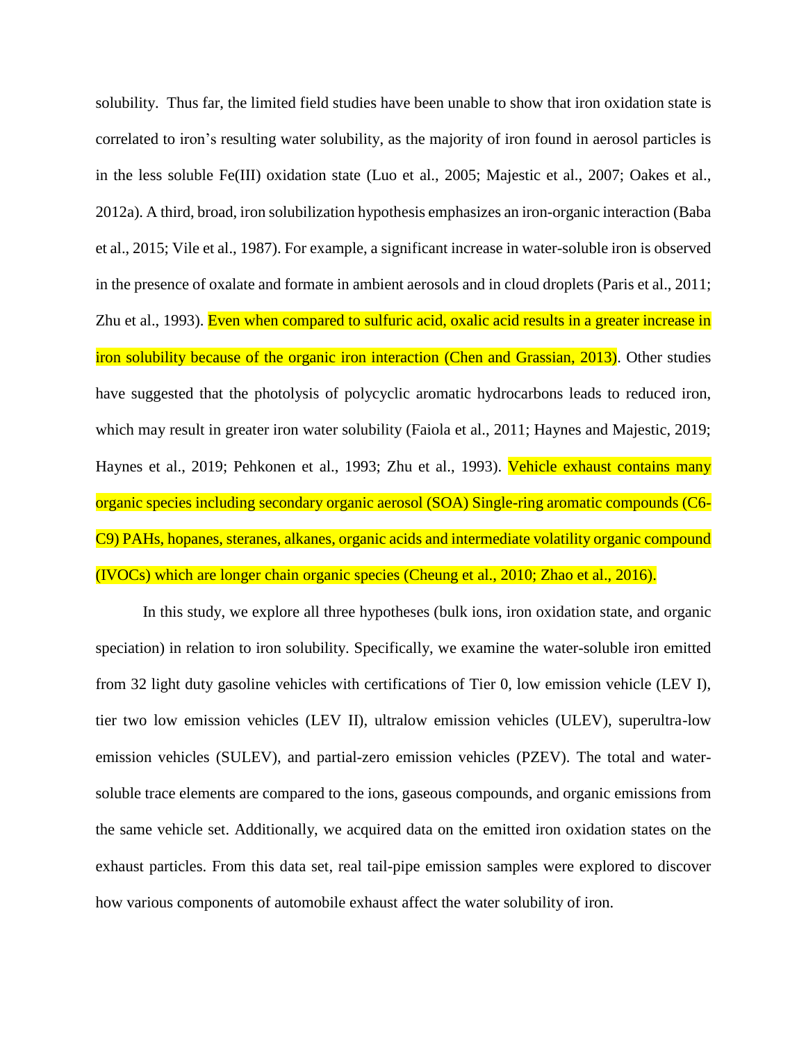solubility. Thus far, the limited field studies have been unable to show that iron oxidation state is correlated to iron's resulting water solubility, as the majority of iron found in aerosol particles is in the less soluble Fe(III) oxidation state (Luo et al., 2005; Majestic et al., 2007; Oakes et al., 2012a). A third, broad, iron solubilization hypothesis emphasizes an iron-organic interaction (Baba et al., 2015; Vile et al., 1987). For example, a significant increase in water-soluble iron is observed in the presence of oxalate and formate in ambient aerosols and in cloud droplets (Paris et al., 2011; Zhu et al., 1993). Even when compared to sulfuric acid, oxalic acid results in a greater increase in iron solubility because of the organic iron interaction (Chen and Grassian, 2013). Other studies have suggested that the photolysis of polycyclic aromatic hydrocarbons leads to reduced iron, which may result in greater iron water solubility (Faiola et al., 2011; Haynes and Majestic, 2019; Haynes et al., 2019; Pehkonen et al., 1993; Zhu et al., 1993). Vehicle exhaust contains many organic species including secondary organic aerosol (SOA) Single-ring aromatic compounds (C6-C9) PAHs, hopanes, steranes, alkanes, organic acids and intermediate volatility organic compound (IVOCs) which are longer chain organic species (Cheung et al., 2010; Zhao et al., 2016).

In this study, we explore all three hypotheses (bulk ions, iron oxidation state, and organic speciation) in relation to iron solubility. Specifically, we examine the water-soluble iron emitted from 32 light duty gasoline vehicles with certifications of Tier 0, low emission vehicle (LEV I), tier two low emission vehicles (LEV II), ultralow emission vehicles (ULEV), superultra-low emission vehicles (SULEV), and partial-zero emission vehicles (PZEV). The total and water-soluble trace elements are compared to the ions, gaseous compounds, and organic emissions from the same vehicle set. Additionally, we acquired data on the emitted iron oxidation states on the exhaust particles. From this data set, real tail-pipe emission samples were explored to discover how various components of automobile exhaust affect the water solubility of iron.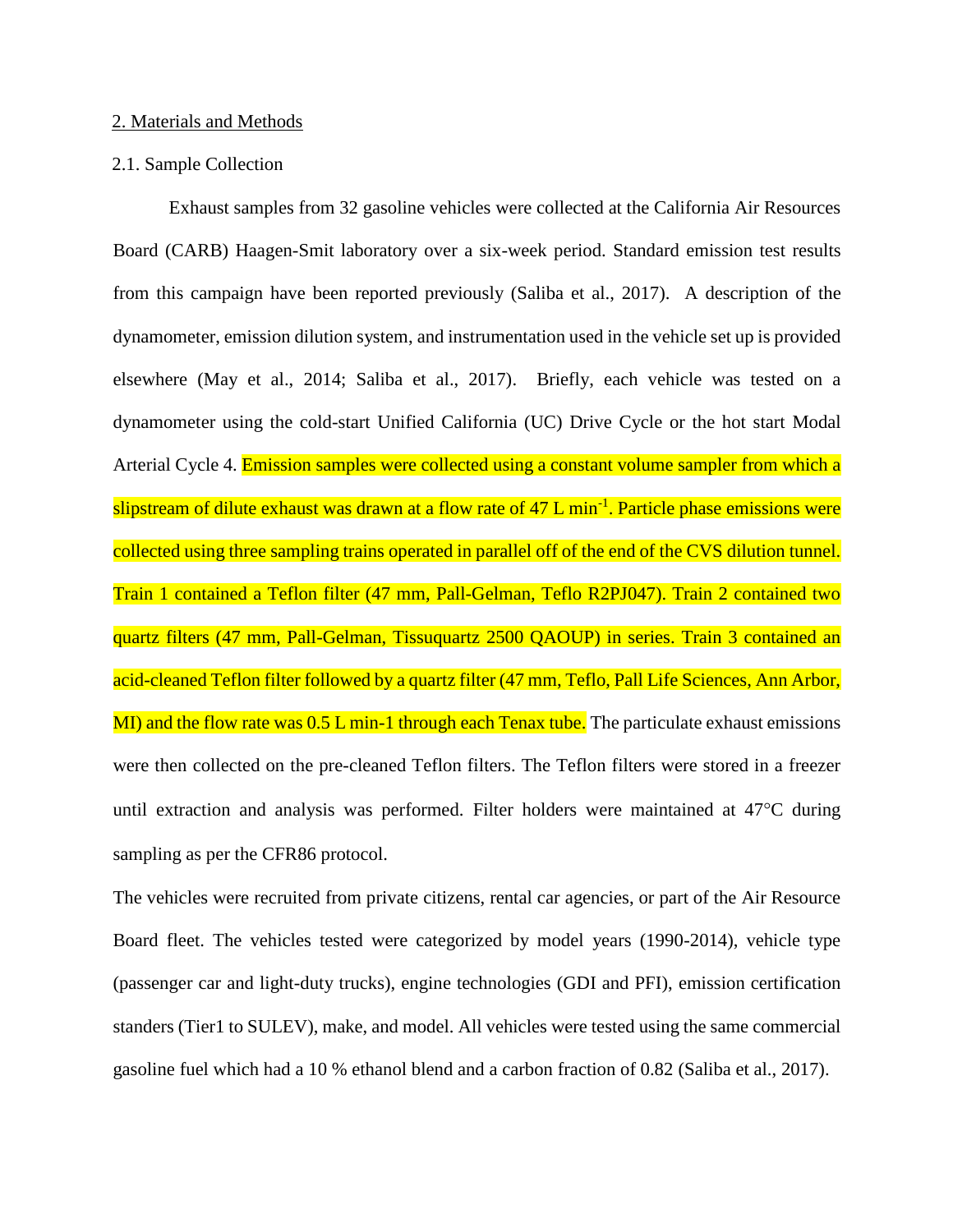## 2. Materials and Methods

### 2.1. Sample Collection

Exhaust samples from 32 gasoline vehicles were collected at the California Air Resources Board (CARB) Haagen-Smit laboratory over a six-week period. Standard emission test results from this campaign have been reported previously (Saliba et al., 2017). A description of the dynamometer, emission dilution system, and instrumentation used in the vehicle set up is provided elsewhere (May et al., 2014; Saliba et al., 2017). Briefly, each vehicle was tested on a dynamometer using the cold-start Unified California (UC) Drive Cycle or the hot start Modal Arterial Cycle 4. Emission samples were collected using a constant volume sampler from which a slipstream of dilute exhaust was drawn at a flow rate of 47 L $min^{-1}$. Particle phase emissions were collected using three sampling trains operated in parallel off of the end of the CVS dilution tunnel. Train 1 contained a Teflon filter (47 mm, Pall-Gelman, Teflo R2PJ047). Train 2 contained two quartz filters (47 mm, Pall-Gelman, Tissuquartz 2500 QAOUP) in series. Train 3 contained an acid-cleaned Teflon filter followed by a quartz filter (47 mm, Teflo, Pall Life Sciences, Ann Arbor, MI) and the flow rate was 0.5 L min-1 through each Tenax tube. The particulate exhaust emissions were then collected on the pre-cleaned Teflon filters. The Teflon filters were stored in a freezer until extraction and analysis was performed. Filter holders were maintained at 47°C during sampling as per the CFR86 protocol.

The vehicles were recruited from private citizens, rental car agencies, or part of the Air Resource Board fleet. The vehicles tested were categorized by model years (1990-2014), vehicle type (passenger car and light-duty trucks), engine technologies (GDI and PFI), emission certification standers (Tier1 to SULEV), make, and model. All vehicles were tested using the same commercial gasoline fuel which had a 10 % ethanol blend and a carbon fraction of 0.82 (Saliba et al., 2017).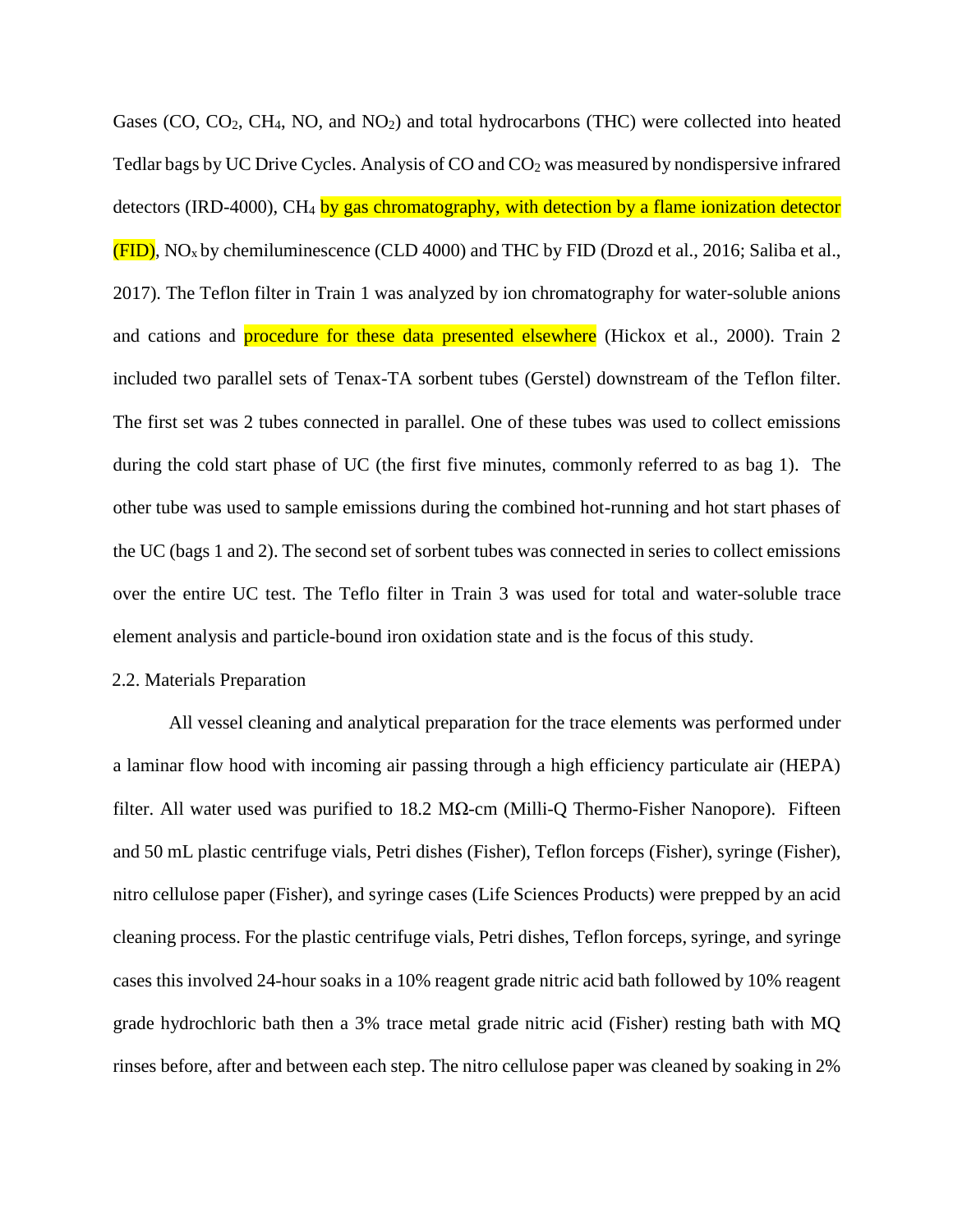Gases (CO, $CO_2$, $CH_4$, NO, and $NO_2$) and total hydrocarbons (THC) were collected into heated Tedlar bags by UC Drive Cycles. Analysis of CO and $CO_2$ was measured by nondispersive infrared detectors (IRD-4000), $CH_4$ by gas chromatography, with detection by a flame ionization detector (FID), $NO_x$ by chemiluminescence (CLD 4000) and THC by FID (Drozd et al., 2016; Saliba et al., 2017). The Teflon filter in Train 1 was analyzed by ion chromatography for water-soluble anions and cations and procedure for these data presented elsewhere (Hickox et al., 2000). Train 2 included two parallel sets of Tenax-TA sorbent tubes (Gerstel) downstream of the Teflon filter. The first set was 2 tubes connected in parallel. One of these tubes was used to collect emissions during the cold start phase of UC (the first five minutes, commonly referred to as bag 1). The other tube was used to sample emissions during the combined hot-running and hot start phases of the UC (bags 1 and 2). The second set of sorbent tubes was connected in series to collect emissions over the entire UC test. The Teflo filter in Train 3 was used for total and water-soluble trace element analysis and particle-bound iron oxidation state and is the focus of this study.

## 2.2. Materials Preparation

All vessel cleaning and analytical preparation for the trace elements was performed under a laminar flow hood with incoming air passing through a high efficiency particulate air (HEPA) filter. All water used was purified to 18.2 MΩ-cm (Milli-Q Thermo-Fisher Nanopore). Fifteen and 50 mL plastic centrifuge vials, Petri dishes (Fisher), Teflon forceps (Fisher), syringe (Fisher), nitro cellulose paper (Fisher), and syringe cases (Life Sciences Products) were prepped by an acid cleaning process. For the plastic centrifuge vials, Petri dishes, Teflon forceps, syringe, and syringe cases this involved 24-hour soaks in a 10% reagent grade nitric acid bath followed by 10% reagent grade hydrochloric bath then a 3% trace metal grade nitric acid (Fisher) resting bath with MQ rinses before, after and between each step. The nitro cellulose paper was cleaned by soaking in 2%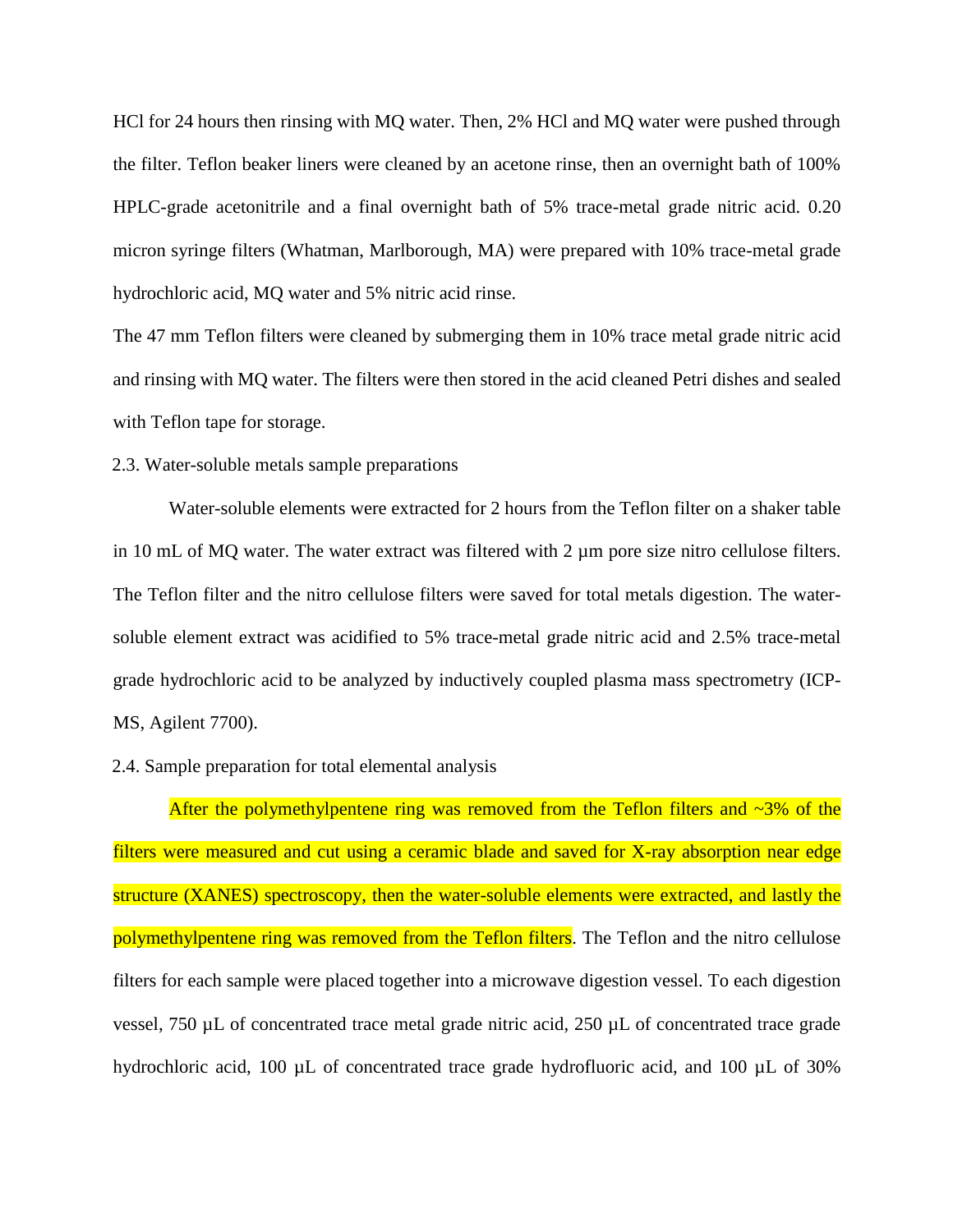HCl for 24 hours then rinsing with MQ water. Then, 2% HCl and MQ water were pushed through the filter. Teflon beaker liners were cleaned by an acetone rinse, then an overnight bath of 100% HPLC-grade acetonitrile and a final overnight bath of 5% trace-metal grade nitric acid. 0.20 micron syringe filters (Whatman, Marlborough, MA) were prepared with 10% trace-metal grade hydrochloric acid, MQ water and 5% nitric acid rinse.

The 47 mm Teflon filters were cleaned by submerging them in 10% trace metal grade nitric acid and rinsing with MQ water. The filters were then stored in the acid cleaned Petri dishes and sealed with Teflon tape for storage.

## 2.3. Water-soluble metals sample preparations

Water-soluble elements were extracted for 2 hours from the Teflon filter on a shaker table in 10 mL of MQ water. The water extract was filtered with 2 µm pore size nitro cellulose filters. The Teflon filter and the nitro cellulose filters were saved for total metals digestion. The water-soluble element extract was acidified to 5% trace-metal grade nitric acid and 2.5% trace-metal grade hydrochloric acid to be analyzed by inductively coupled plasma mass spectrometry (ICP-MS, Agilent 7700).

## 2.4. Sample preparation for total elemental analysis

After the polymethylpentene ring was removed from the Teflon filters and ~3% of the filters were measured and cut using a ceramic blade and saved for X-ray absorption near edge structure (XANES) spectroscopy, then the water-soluble elements were extracted, and lastly the polymethylpentene ring was removed from the Teflon filters. The Teflon and the nitro cellulose filters for each sample were placed together into a microwave digestion vessel. To each digestion vessel, 750 µL of concentrated trace metal grade nitric acid, 250 µL of concentrated trace grade hydrochloric acid, 100 µL of concentrated trace grade hydrofluoric acid, and 100 µL of 30%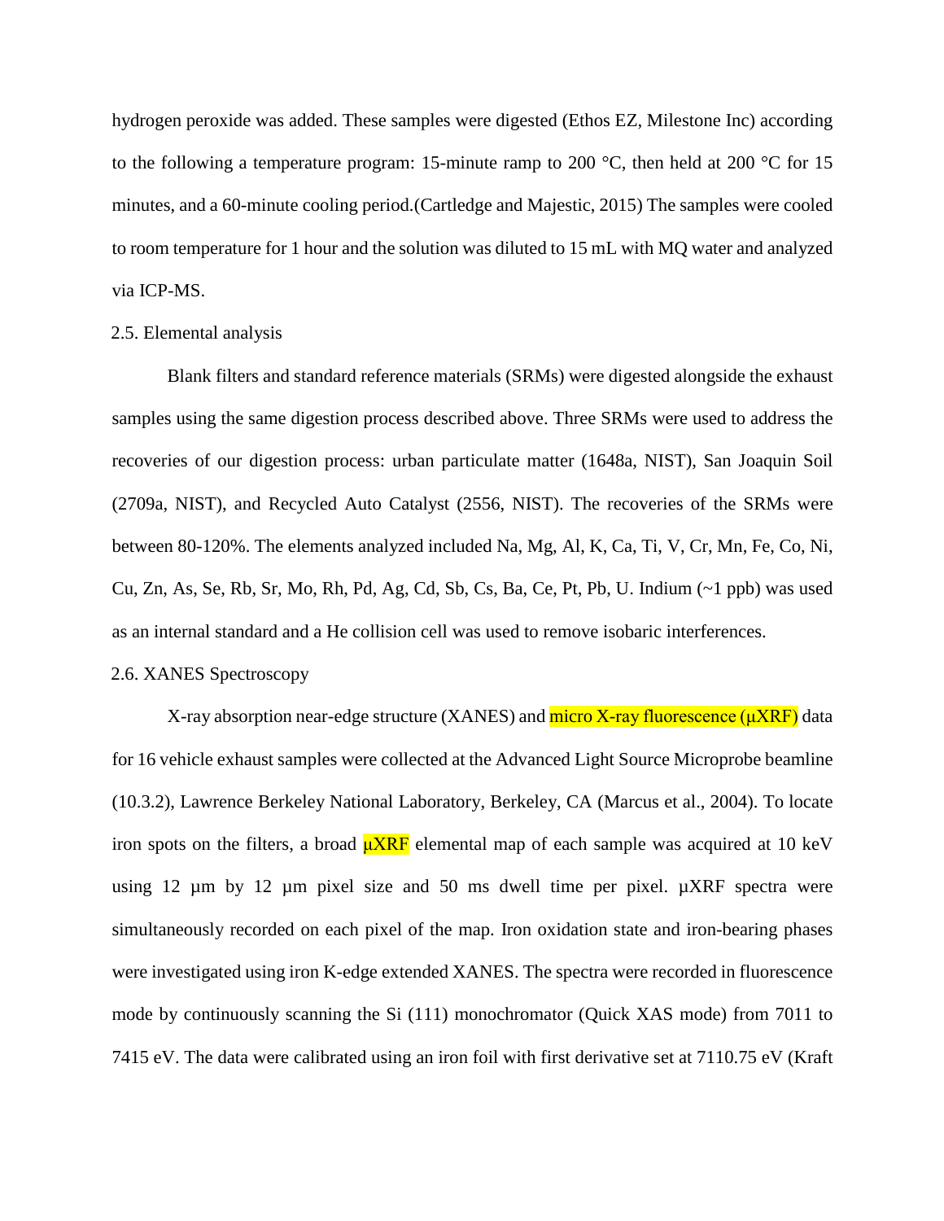hydrogen peroxide was added. These samples were digested (Ethos EZ, Milestone Inc) according to the following a temperature program: 15-minute ramp to 200 °C, then held at 200 °C for 15 minutes, and a 60-minute cooling period.(Cartledge and Majestic, 2015) The samples were cooled to room temperature for 1 hour and the solution was diluted to 15 mL with MQ water and analyzed via ICP-MS.

## 2.5. Elemental analysis

Blank filters and standard reference materials (SRMs) were digested alongside the exhaust samples using the same digestion process described above. Three SRMs were used to address the recoveries of our digestion process: urban particulate matter (1648a, NIST), San Joaquin Soil (2709a, NIST), and Recycled Auto Catalyst (2556, NIST). The recoveries of the SRMs were between 80-120%. The elements analyzed included Na, Mg, Al, K, Ca, Ti, V, Cr, Mn, Fe, Co, Ni, Cu, Zn, As, Se, Rb, Sr, Mo, Rh, Pd, Ag, Cd, Sb, Cs, Ba, Ce, Pt, Pb, U. Indium (~1 ppb) was used as an internal standard and a He collision cell was used to remove isobaric interferences.

## 2.6. XANES Spectroscopy

X-ray absorption near-edge structure (XANES) and micro X-ray fluorescence (μXRF) data for 16 vehicle exhaust samples were collected at the Advanced Light Source Microprobe beamline (10.3.2), Lawrence Berkeley National Laboratory, Berkeley, CA (Marcus et al., 2004). To locate iron spots on the filters, a broad μXRF elemental map of each sample was acquired at 10 keV using 12 μm by 12 μm pixel size and 50 ms dwell time per pixel. μXRF spectra were simultaneously recorded on each pixel of the map. Iron oxidation state and iron-bearing phases were investigated using iron K-edge extended XANES. The spectra were recorded in fluorescence mode by continuously scanning the Si (111) monochromator (Quick XAS mode) from 7011 to 7415 eV. The data were calibrated using an iron foil with first derivative set at 7110.75 eV (Kraft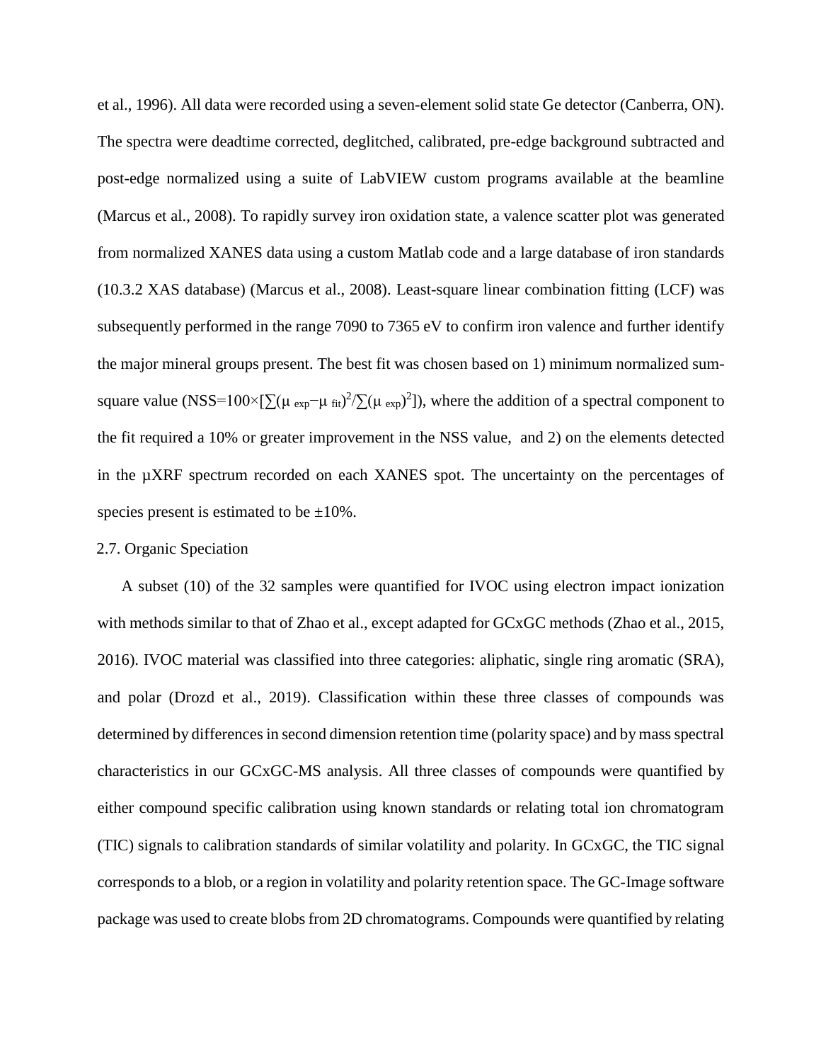et al., 1996). All data were recorded using a seven-element solid state Ge detector (Canberra, ON). The spectra were deadtime corrected, deglitched, calibrated, pre-edge background subtracted and post-edge normalized using a suite of LabVIEW custom programs available at the beamline (Marcus et al., 2008). To rapidly survey iron oxidation state, a valence scatter plot was generated from normalized XANES data using a custom Matlab code and a large database of iron standards (10.3.2 XAS database) (Marcus et al., 2008). Least-square linear combination fitting (LCF) was subsequently performed in the range 7090 to 7365 eV to confirm iron valence and further identify the major mineral groups present. The best fit was chosen based on 1) minimum normalized sum-square value ($NSS=100\times[\sum(\mu_{exp}-\mu_{fit})^2/\sum(\mu_{exp})^2]$), where the addition of a spectral component to the fit required a 10% or greater improvement in the NSS value, and 2) on the elements detected in the µXRF spectrum recorded on each XANES spot. The uncertainty on the percentages of species present is estimated to be ±10%.

## 2.7. Organic Speciation

A subset (10) of the 32 samples were quantified for IVOC using electron impact ionization with methods similar to that of Zhao et al., except adapted for GCxGC methods (Zhao et al., 2015, 2016). IVOC material was classified into three categories: aliphatic, single ring aromatic (SRA), and polar (Drozd et al., 2019). Classification within these three classes of compounds was determined by differences in second dimension retention time (polarity space) and by mass spectral characteristics in our GCxGC-MS analysis. All three classes of compounds were quantified by either compound specific calibration using known standards or relating total ion chromatogram (TIC) signals to calibration standards of similar volatility and polarity. In GCxGC, the TIC signal corresponds to a blob, or a region in volatility and polarity retention space. The GC-Image software package was used to create blobs from 2D chromatograms. Compounds were quantified by relating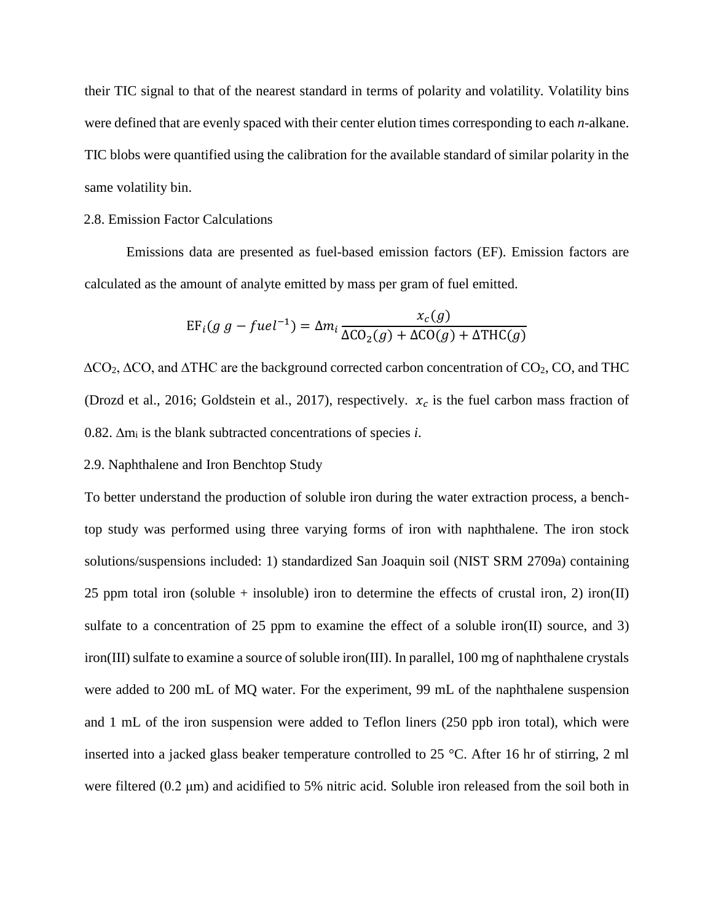their TIC signal to that of the nearest standard in terms of polarity and volatility. Volatility bins were defined that are evenly spaced with their center elution times corresponding to each *n*-alkane. TIC blobs were quantified using the calibration for the available standard of similar polarity in the same volatility bin.

## 2.8. Emission Factor Calculations

Emissions data are presented as fuel-based emission factors (EF). Emission factors are calculated as the amount of analyte emitted by mass per gram of fuel emitted.

$$\mathrm{EF}_i(g\ g-fuel^{-1}) = \Delta m_i \frac{x_c(g)}{\Delta\mathrm{CO_2}(g) + \Delta\mathrm{CO}(g) + \Delta\mathrm{THC}(g)}$$

$\Delta CO_2$, $\Delta CO$, and $\Delta THC$ are the background corrected carbon concentration of $CO_2$, CO, and THC (Drozd et al., 2016; Goldstein et al., 2017), respectively. $x_c$ is the fuel carbon mass fraction of 0.82. $\Delta m_i$ is the blank subtracted concentrations of species *i*.

## 2.9. Naphthalene and Iron Benchtop Study

To better understand the production of soluble iron during the water extraction process, a bench-top study was performed using three varying forms of iron with naphthalene. The iron stock solutions/suspensions included: 1) standardized San Joaquin soil (NIST SRM 2709a) containing 25 ppm total iron (soluble + insoluble) iron to determine the effects of crustal iron, 2) iron(II) sulfate to a concentration of 25 ppm to examine the effect of a soluble iron(II) source, and 3) iron(III) sulfate to examine a source of soluble iron(III). In parallel, 100 mg of naphthalene crystals were added to 200 mL of MQ water. For the experiment, 99 mL of the naphthalene suspension and 1 mL of the iron suspension were added to Teflon liners (250 ppb iron total), which were inserted into a jacked glass beaker temperature controlled to 25 °C. After 16 hr of stirring, 2 ml were filtered (0.2 μm) and acidified to 5% nitric acid. Soluble iron released from the soil both in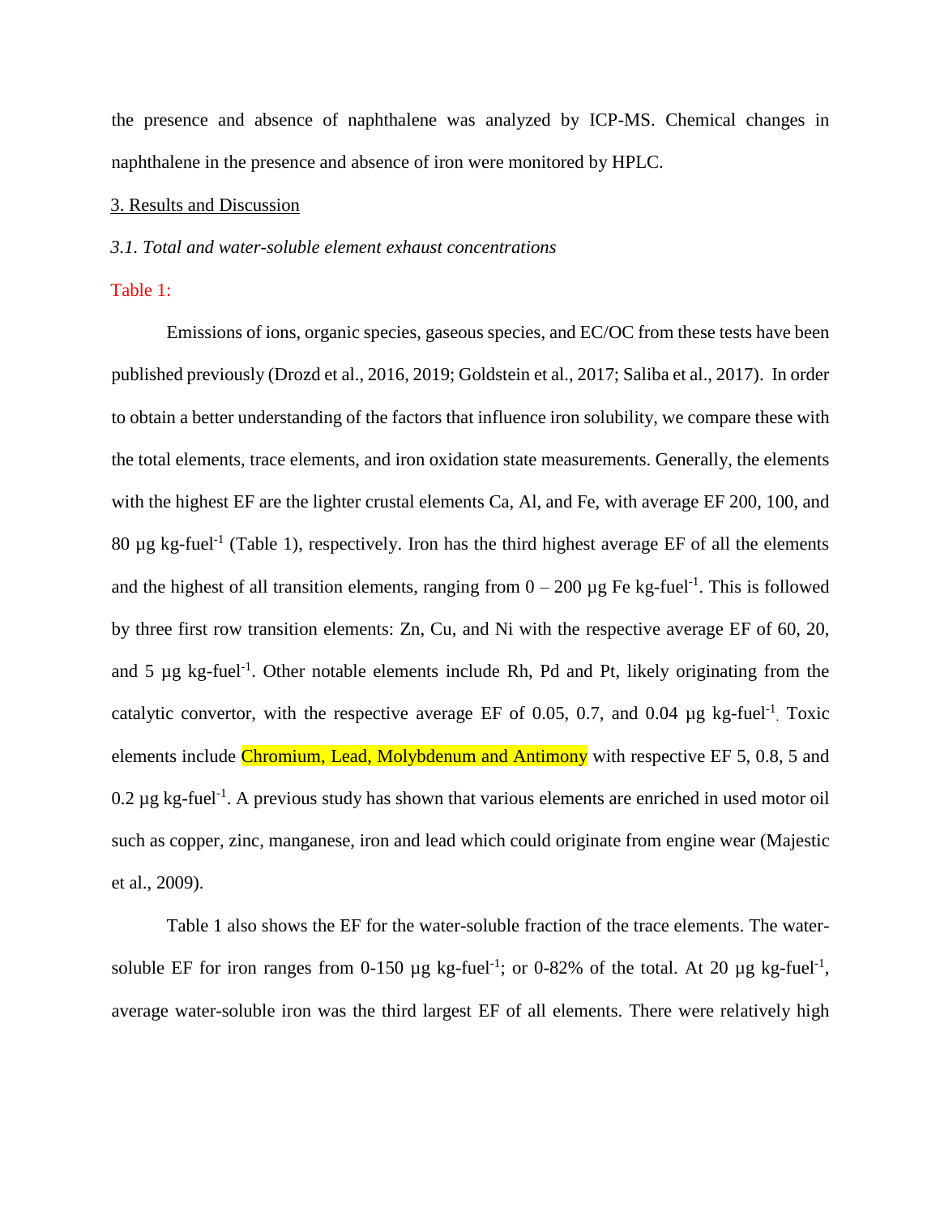the presence and absence of naphthalene was analyzed by ICP-MS. Chemical changes in naphthalene in the presence and absence of iron were monitored by HPLC.

## 3. Results and Discussion

### *3.1. Total and water-soluble element exhaust concentrations*

Table 1:

Emissions of ions, organic species, gaseous species, and EC/OC from these tests have been published previously (Drozd et al., 2016, 2019; Goldstein et al., 2017; Saliba et al., 2017). In order to obtain a better understanding of the factors that influence iron solubility, we compare these with the total elements, trace elements, and iron oxidation state measurements. Generally, the elements with the highest EF are the lighter crustal elements Ca, Al, and Fe, with average EF 200, 100, and 80 µg kg-fuel$^{-1}$ (Table 1), respectively. Iron has the third highest average EF of all the elements and the highest of all transition elements, ranging from 0 – 200 µg Fe kg-fuel$^{-1}$. This is followed by three first row transition elements: Zn, Cu, and Ni with the respective average EF of 60, 20, and 5 µg kg-fuel$^{-1}$. Other notable elements include Rh, Pd and Pt, likely originating from the catalytic convertor, with the respective average EF of 0.05, 0.7, and 0.04 µg kg-fuel$^{-1}$. Toxic elements include Chromium, Lead, Molybdenum and Antimony with respective EF 5, 0.8, 5 and 0.2 µg kg-fuel$^{-1}$. A previous study has shown that various elements are enriched in used motor oil such as copper, zinc, manganese, iron and lead which could originate from engine wear (Majestic et al., 2009).

Table 1 also shows the EF for the water-soluble fraction of the trace elements. The water-soluble EF for iron ranges from 0-150 µg kg-fuel$^{-1}$; or 0-82% of the total. At 20 µg kg-fuel$^{-1}$, average water-soluble iron was the third largest EF of all elements. There were relatively high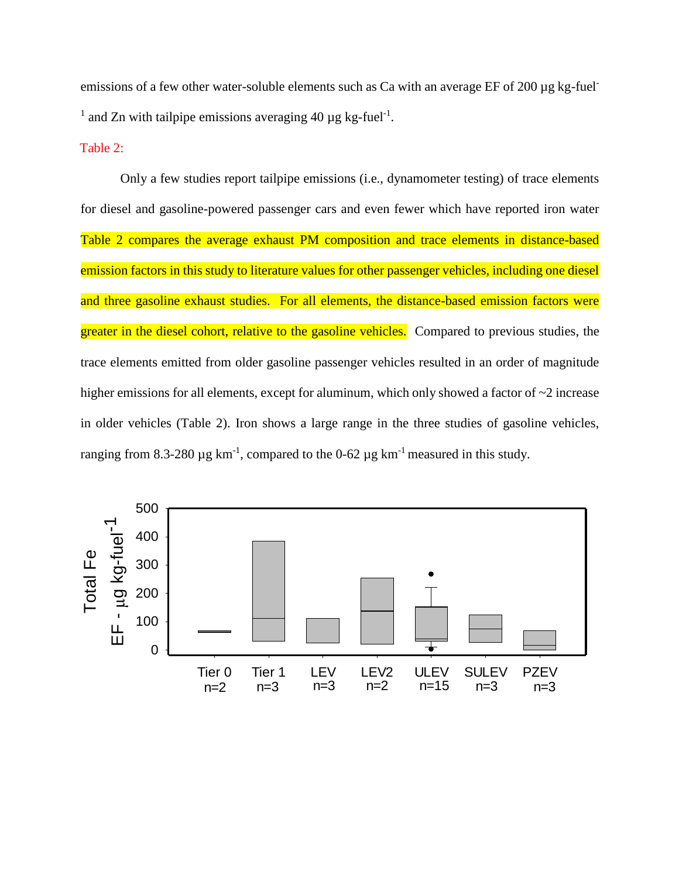emissions of a few other water-soluble elements such as Ca with an average EF of 200 µg kg-fuel$^{-1}$ and Zn with tailpipe emissions averaging 40 µg kg-fuel$^{-1}$.

Table 2:

Only a few studies report tailpipe emissions (i.e., dynamometer testing) of trace elements for diesel and gasoline-powered passenger cars and even fewer which have reported iron water Table 2 compares the average exhaust PM composition and trace elements in distance-based emission factors in this study to literature values for other passenger vehicles, including one diesel and three gasoline exhaust studies. For all elements, the distance-based emission factors were greater in the diesel cohort, relative to the gasoline vehicles. Compared to previous studies, the trace elements emitted from older gasoline passenger vehicles resulted in an order of magnitude higher emissions for all elements, except for aluminum, which only showed a factor of ~2 increase in older vehicles (Table 2). Iron shows a large range in the three studies of gasoline vehicles, ranging from 8.3-280 µg km$^{-1}$, compared to the 0-62 µg km$^{-1}$ measured in this study.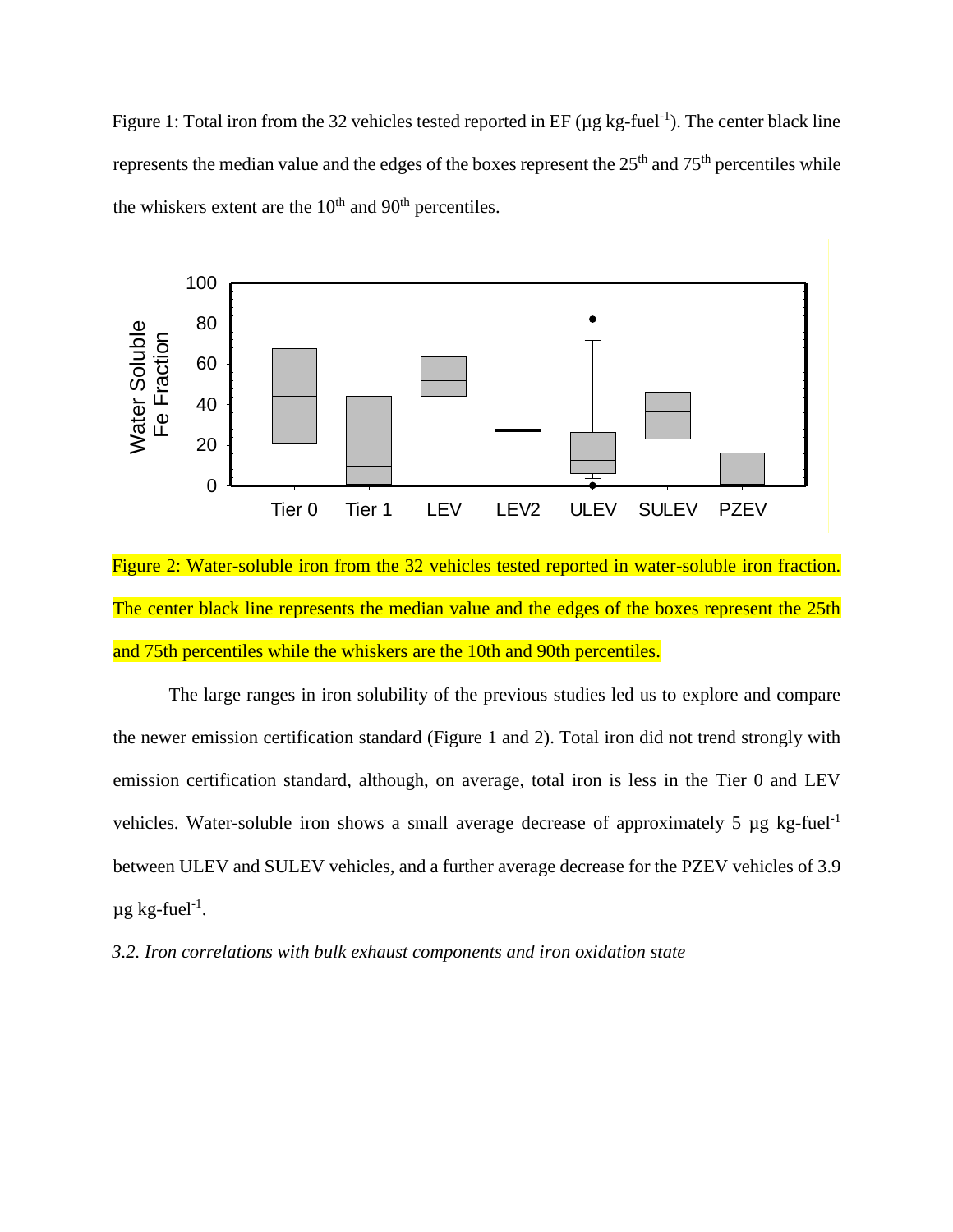Figure 1: Total iron from the 32 vehicles tested reported in EF (µg kg-fuel$^{-1}$). The center black line represents the median value and the edges of the boxes represent the 25$^{th}$ and 75$^{th}$ percentiles while the whiskers extent are the 10$^{th}$ and 90$^{th}$ percentiles.

Figure 2: Water-soluble iron from the 32 vehicles tested reported in water-soluble iron fraction. The center black line represents the median value and the edges of the boxes represent the 25th and 75th percentiles while the whiskers are the 10th and 90th percentiles.

The large ranges in iron solubility of the previous studies led us to explore and compare the newer emission certification standard (Figure 1 and 2). Total iron did not trend strongly with emission certification standard, although, on average, total iron is less in the Tier 0 and LEV vehicles. Water-soluble iron shows a small average decrease of approximately 5 µg kg-fuel$^{-1}$ between ULEV and SULEV vehicles, and a further average decrease for the PZEV vehicles of 3.9 µg kg-fuel$^{-1}$.

*3.2. Iron correlations with bulk exhaust components and iron oxidation state*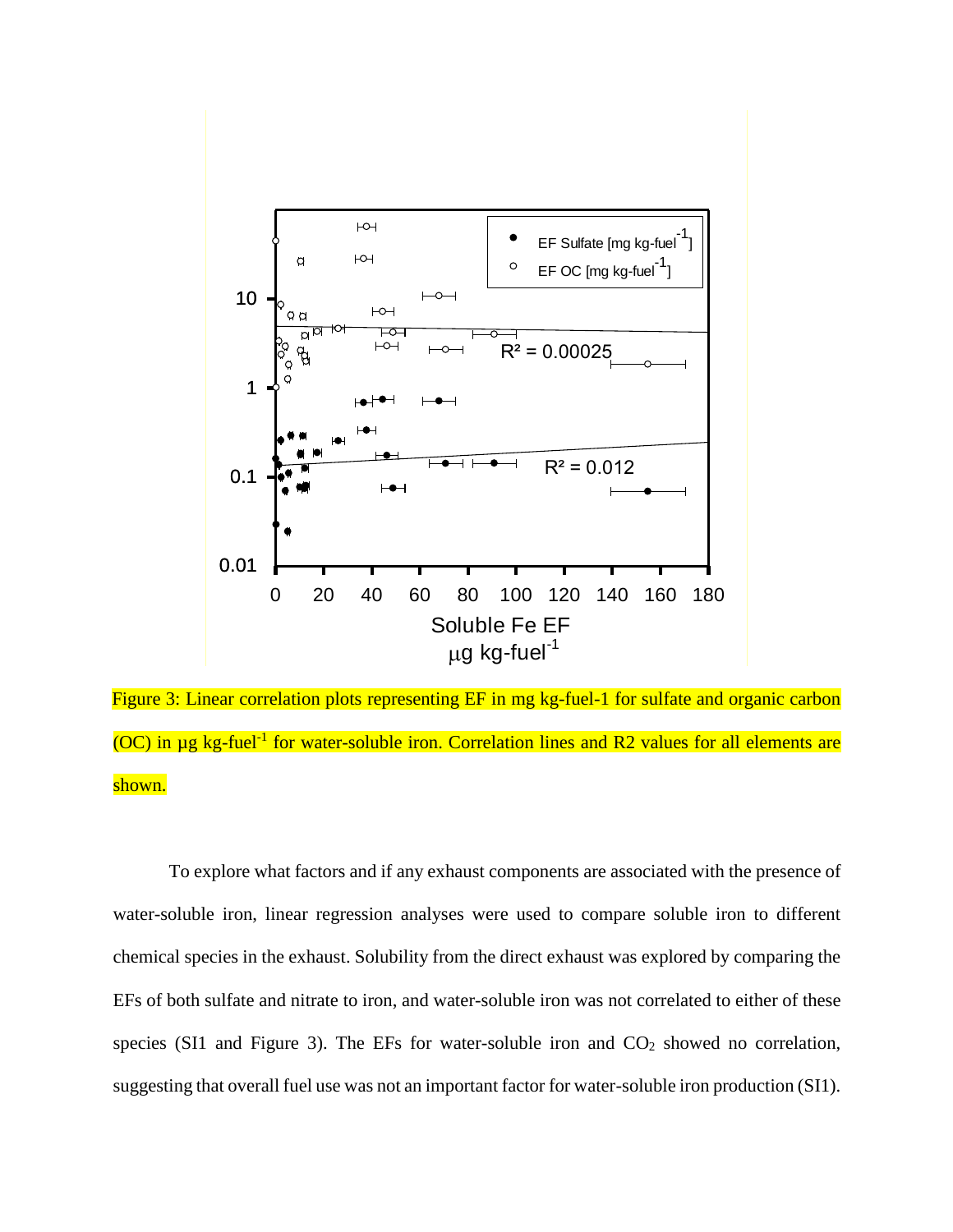Figure 3: Linear correlation plots representing EF in mg kg-fuel-1 for sulfate and organic carbon (OC) in μg kg-fuel$^{-1}$ for water-soluble iron. Correlation lines and R2 values for all elements are shown.

To explore what factors and if any exhaust components are associated with the presence of water-soluble iron, linear regression analyses were used to compare soluble iron to different chemical species in the exhaust. Solubility from the direct exhaust was explored by comparing the EFs of both sulfate and nitrate to iron, and water-soluble iron was not correlated to either of these species (SI1 and Figure 3). The EFs for water-soluble iron and $CO_2$ showed no correlation, suggesting that overall fuel use was not an important factor for water-soluble iron production (SI1).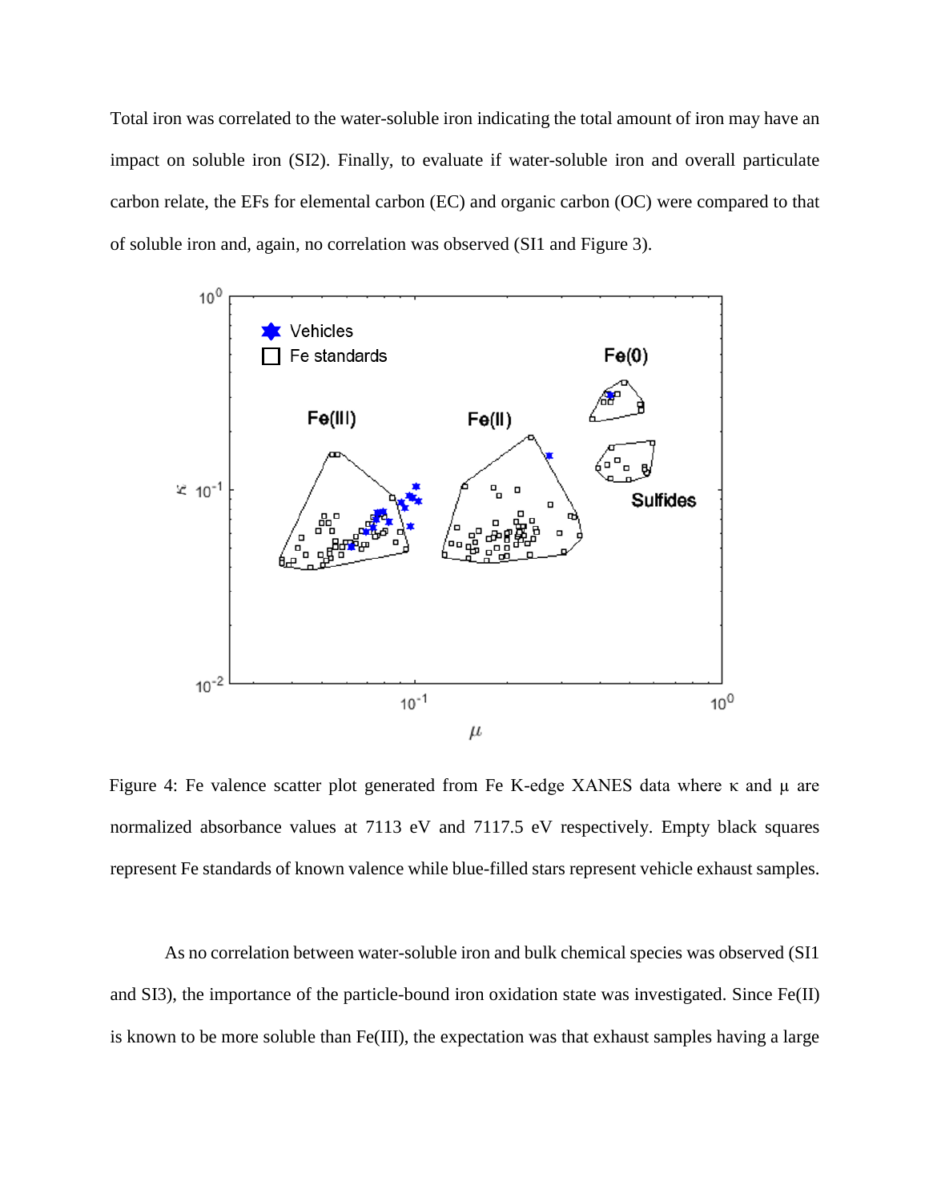Total iron was correlated to the water-soluble iron indicating the total amount of iron may have an impact on soluble iron (SI2). Finally, to evaluate if water-soluble iron and overall particulate carbon relate, the EFs for elemental carbon (EC) and organic carbon (OC) were compared to that of soluble iron and, again, no correlation was observed (SI1 and Figure 3).

Figure 4: Fe valence scatter plot generated from Fe K-edge XANES data where $\kappa$ and $\mu$ are normalized absorbance values at 7113 eV and 7117.5 eV respectively. Empty black squares represent Fe standards of known valence while blue-filled stars represent vehicle exhaust samples.

As no correlation between water-soluble iron and bulk chemical species was observed (SI1 and SI3), the importance of the particle-bound iron oxidation state was investigated. Since Fe(II) is known to be more soluble than Fe(III), the expectation was that exhaust samples having a large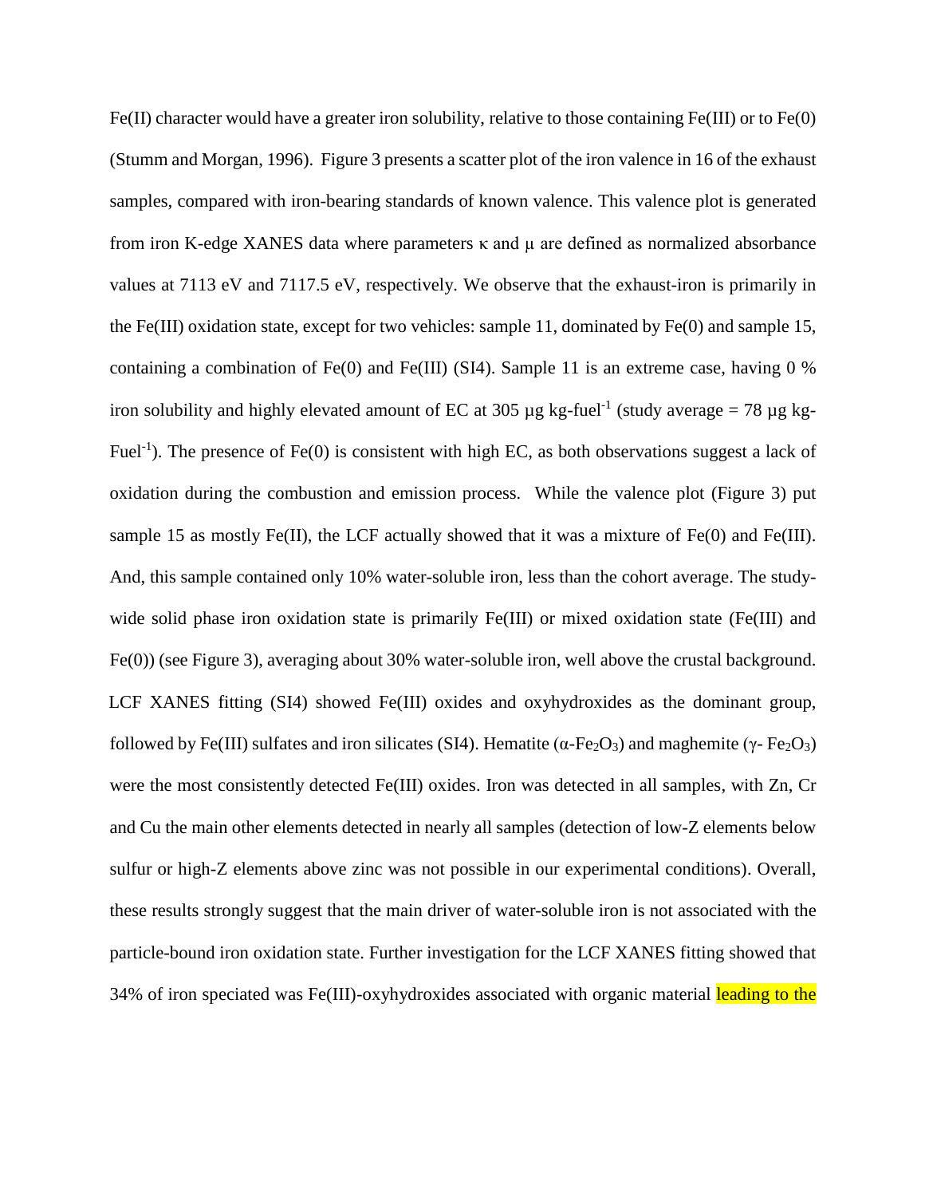Fe(II) character would have a greater iron solubility, relative to those containing Fe(III) or to Fe(0) (Stumm and Morgan, 1996). Figure 3 presents a scatter plot of the iron valence in 16 of the exhaust samples, compared with iron-bearing standards of known valence. This valence plot is generated from iron K-edge XANES data where parameters κ and μ are defined as normalized absorbance values at 7113 eV and 7117.5 eV, respectively. We observe that the exhaust-iron is primarily in the Fe(III) oxidation state, except for two vehicles: sample 11, dominated by Fe(0) and sample 15, containing a combination of Fe(0) and Fe(III) (SI4). Sample 11 is an extreme case, having 0 % iron solubility and highly elevated amount of EC at 305 μg kg-fuel$^{-1}$ (study average = 78 μg kg-Fuel$^{-1}$). The presence of Fe(0) is consistent with high EC, as both observations suggest a lack of oxidation during the combustion and emission process. While the valence plot (Figure 3) put sample 15 as mostly Fe(II), the LCF actually showed that it was a mixture of Fe(0) and Fe(III). And, this sample contained only 10% water-soluble iron, less than the cohort average. The study-wide solid phase iron oxidation state is primarily Fe(III) or mixed oxidation state (Fe(III) and Fe(0)) (see Figure 3), averaging about 30% water-soluble iron, well above the crustal background. LCF XANES fitting (SI4) showed Fe(III) oxides and oxyhydroxides as the dominant group, followed by Fe(III) sulfates and iron silicates (SI4). Hematite (α-$Fe_2O_3$) and maghemite (γ- $Fe_2O_3$) were the most consistently detected Fe(III) oxides. Iron was detected in all samples, with Zn, Cr and Cu the main other elements detected in nearly all samples (detection of low-Z elements below sulfur or high-Z elements above zinc was not possible in our experimental conditions). Overall, these results strongly suggest that the main driver of water-soluble iron is not associated with the particle-bound iron oxidation state. Further investigation for the LCF XANES fitting showed that 34% of iron speciated was Fe(III)-oxyhydroxides associated with organic material leading to the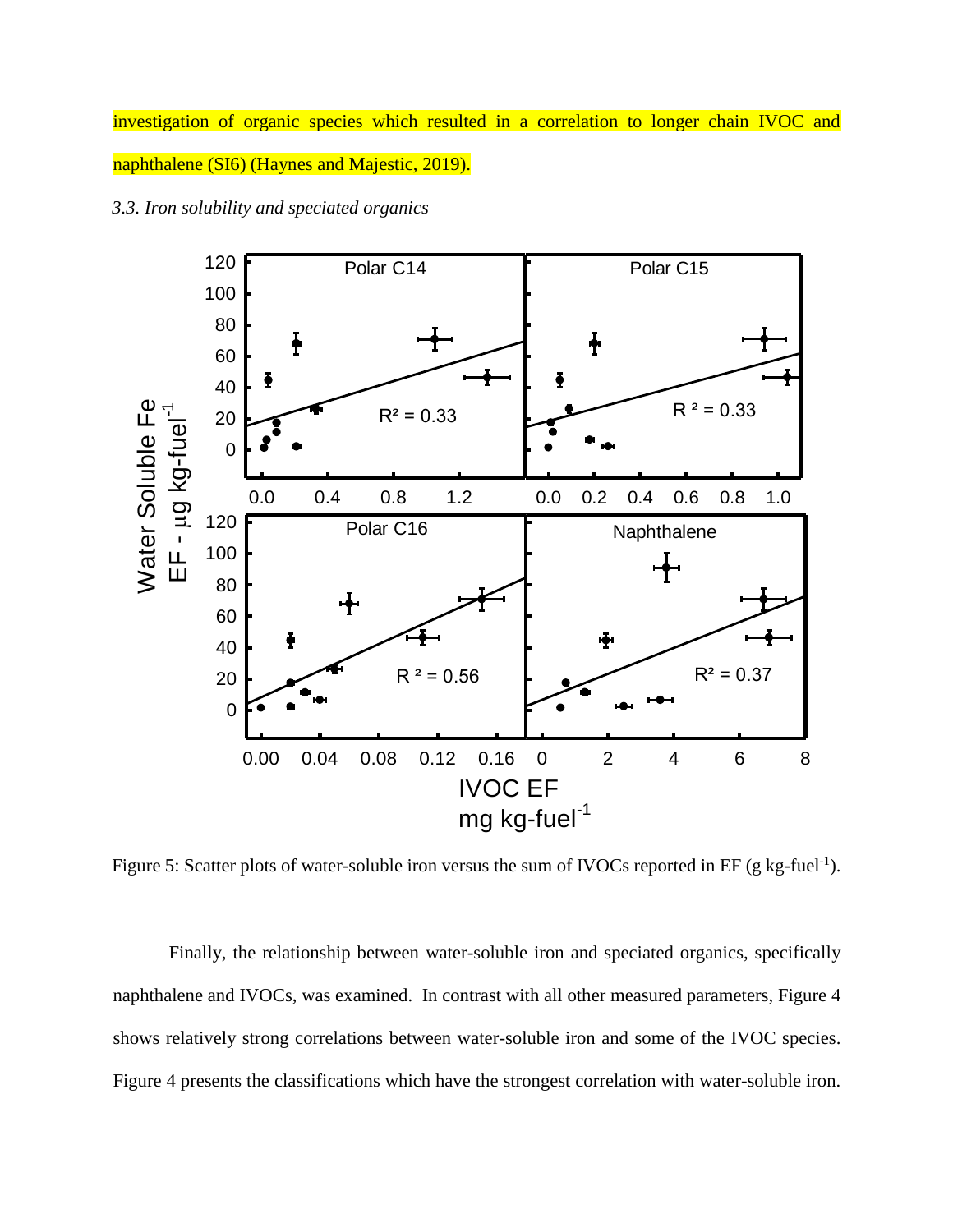investigation of organic species which resulted in a correlation to longer chain IVOC and naphthalene (SI6) (Haynes and Majestic, 2019).

*3.3. Iron solubility and speciated organics*

Figure 5: Scatter plots of water-soluble iron versus the sum of IVOCs reported in EF (g kg-fuel$^{-1}$).

Finally, the relationship between water-soluble iron and speciated organics, specifically naphthalene and IVOCs, was examined. In contrast with all other measured parameters, Figure 4 shows relatively strong correlations between water-soluble iron and some of the IVOC species. Figure 4 presents the classifications which have the strongest correlation with water-soluble iron.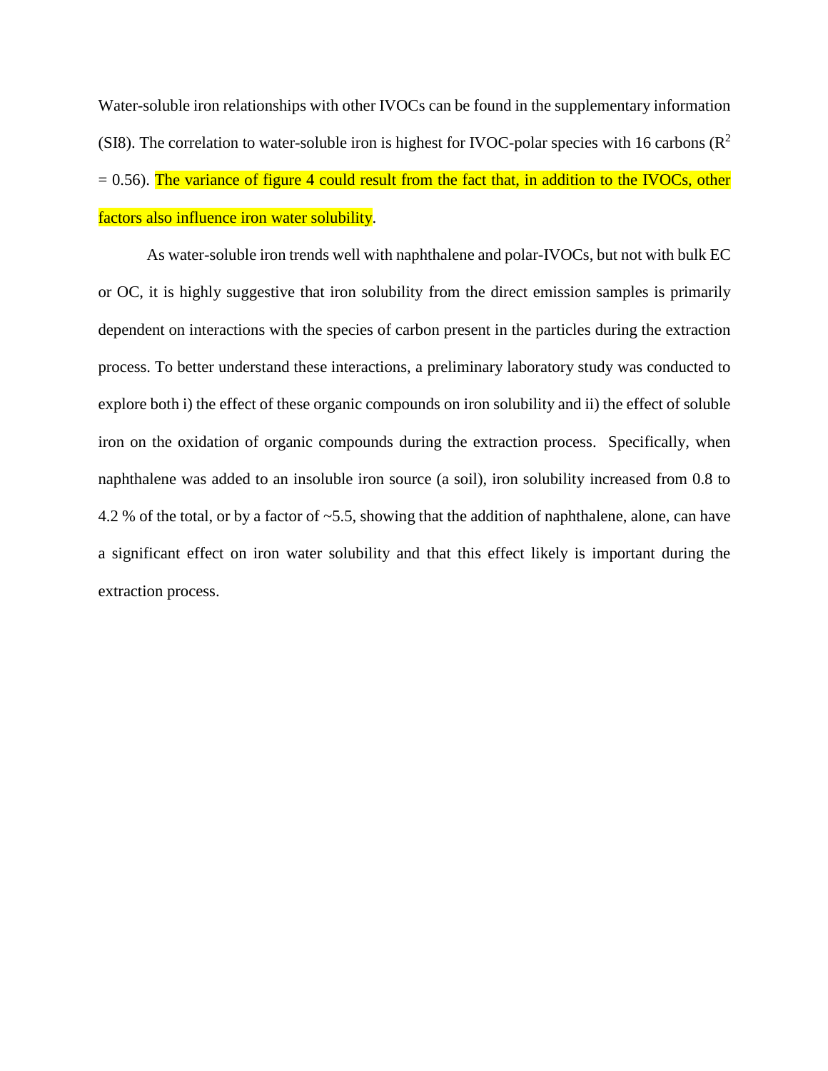Water-soluble iron relationships with other IVOCs can be found in the supplementary information (SI8). The correlation to water-soluble iron is highest for IVOC-polar species with 16 carbons ($R^2 = 0.56$). The variance of figure 4 could result from the fact that, in addition to the IVOCs, other factors also influence iron water solubility.

As water-soluble iron trends well with naphthalene and polar-IVOCs, but not with bulk EC or OC, it is highly suggestive that iron solubility from the direct emission samples is primarily dependent on interactions with the species of carbon present in the particles during the extraction process. To better understand these interactions, a preliminary laboratory study was conducted to explore both i) the effect of these organic compounds on iron solubility and ii) the effect of soluble iron on the oxidation of organic compounds during the extraction process. Specifically, when naphthalene was added to an insoluble iron source (a soil), iron solubility increased from 0.8 to 4.2 % of the total, or by a factor of ~5.5, showing that the addition of naphthalene, alone, can have a significant effect on iron water solubility and that this effect likely is important during the extraction process.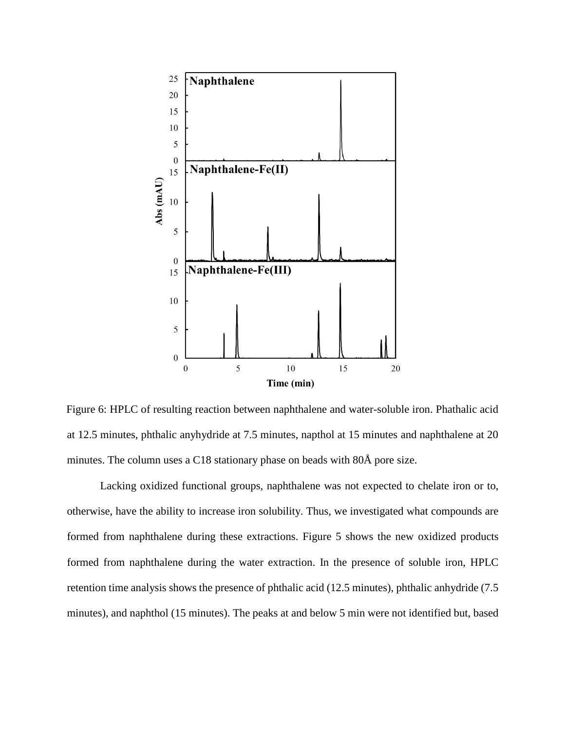Figure 6: HPLC of resulting reaction between naphthalene and water-soluble iron. Phathalic acid at 12.5 minutes, phthalic anyhydride at 7.5 minutes, napthol at 15 minutes and naphthalene at 20 minutes. The column uses a C18 stationary phase on beads with 80Å pore size.

Lacking oxidized functional groups, naphthalene was not expected to chelate iron or to, otherwise, have the ability to increase iron solubility. Thus, we investigated what compounds are formed from naphthalene during these extractions. Figure 5 shows the new oxidized products formed from naphthalene during the water extraction. In the presence of soluble iron, HPLC retention time analysis shows the presence of phthalic acid (12.5 minutes), phthalic anhydride (7.5 minutes), and naphthol (15 minutes). The peaks at and below 5 min were not identified but, based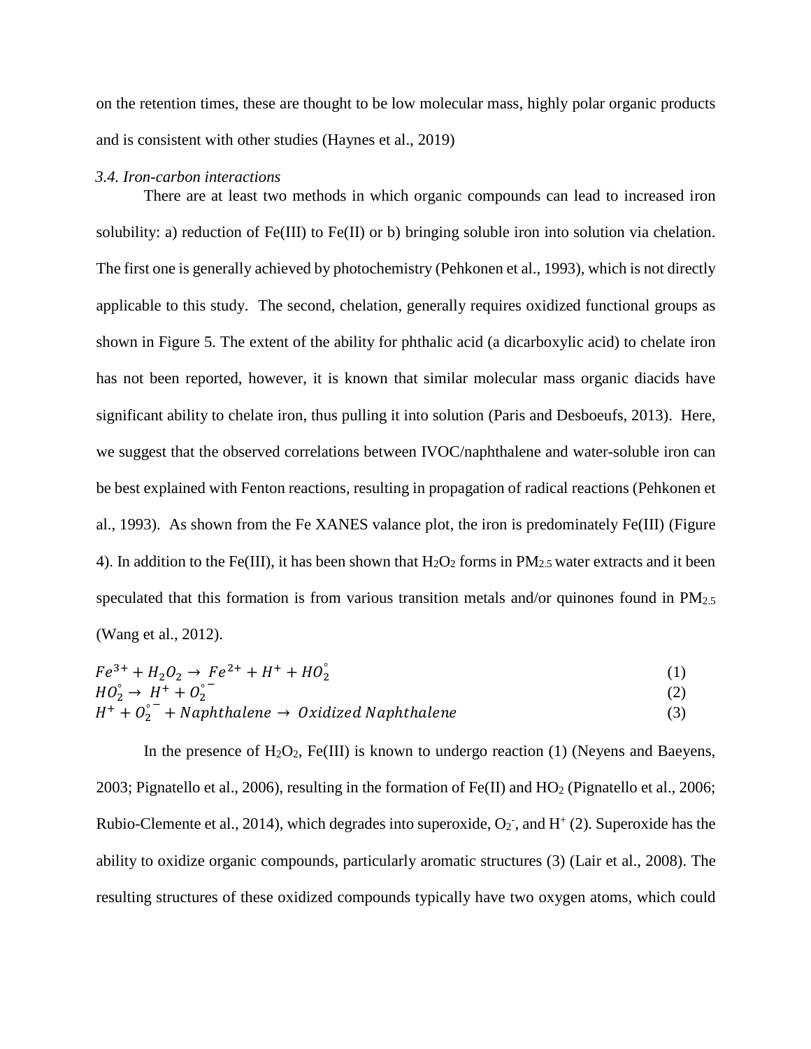on the retention times, these are thought to be low molecular mass, highly polar organic products and is consistent with other studies (Haynes et al., 2019)

### *3.4. Iron-carbon interactions*

There are at least two methods in which organic compounds can lead to increased iron solubility: a) reduction of Fe(III) to Fe(II) or b) bringing soluble iron into solution via chelation. The first one is generally achieved by photochemistry (Pehkonen et al., 1993), which is not directly applicable to this study. The second, chelation, generally requires oxidized functional groups as shown in Figure 5. The extent of the ability for phthalic acid (a dicarboxylic acid) to chelate iron has not been reported, however, it is known that similar molecular mass organic diacids have significant ability to chelate iron, thus pulling it into solution (Paris and Desboeufs, 2013). Here, we suggest that the observed correlations between IVOC/naphthalene and water-soluble iron can be best explained with Fenton reactions, resulting in propagation of radical reactions (Pehkonen et al., 1993). As shown from the Fe XANES valance plot, the iron is predominately Fe(III) (Figure 4). In addition to the Fe(III), it has been shown that $H_2O_2$ forms in $PM_{2.5}$ water extracts and it been speculated that this formation is from various transition metals and/or quinones found in $PM_{2.5}$ (Wang et al., 2012).

$$Fe^{3+} + H_2O_2 \rightarrow Fe^{2+} + H^+ + HO_2^{\circ} \quad (1)$$

$$HO_2^{\circ} \rightarrow H^+ + O_2^{\circ -} \quad (2)$$

$$H^+ + O_2^{\circ -} + Naphthalene \rightarrow Oxidized\ Naphthalene \quad (3)$$

In the presence of $H_2O_2$, Fe(III) is known to undergo reaction (1) (Neyens and Baeyens, 2003; Pignatello et al., 2006), resulting in the formation of Fe(II) and $HO_2$ (Pignatello et al., 2006; Rubio-Clemente et al., 2014), which degrades into superoxide, $O_2^-$, and $H^+$ (2). Superoxide has the ability to oxidize organic compounds, particularly aromatic structures (3) (Lair et al., 2008). The resulting structures of these oxidized compounds typically have two oxygen atoms, which could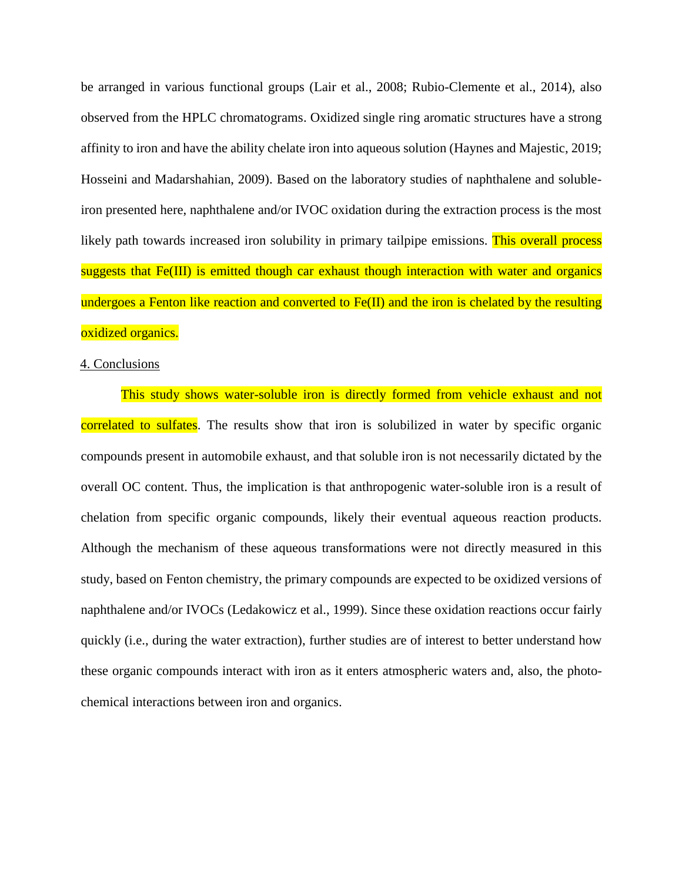be arranged in various functional groups (Lair et al., 2008; Rubio-Clemente et al., 2014), also observed from the HPLC chromatograms. Oxidized single ring aromatic structures have a strong affinity to iron and have the ability chelate iron into aqueous solution (Haynes and Majestic, 2019; Hosseini and Madarshahian, 2009). Based on the laboratory studies of naphthalene and soluble-iron presented here, naphthalene and/or IVOC oxidation during the extraction process is the most likely path towards increased iron solubility in primary tailpipe emissions. This overall process suggests that Fe(III) is emitted though car exhaust though interaction with water and organics undergoes a Fenton like reaction and converted to Fe(II) and the iron is chelated by the resulting oxidized organics.

## 4. Conclusions

This study shows water-soluble iron is directly formed from vehicle exhaust and not correlated to sulfates. The results show that iron is solubilized in water by specific organic compounds present in automobile exhaust, and that soluble iron is not necessarily dictated by the overall OC content. Thus, the implication is that anthropogenic water-soluble iron is a result of chelation from specific organic compounds, likely their eventual aqueous reaction products. Although the mechanism of these aqueous transformations were not directly measured in this study, based on Fenton chemistry, the primary compounds are expected to be oxidized versions of naphthalene and/or IVOCs (Ledakowicz et al., 1999). Since these oxidation reactions occur fairly quickly (i.e., during the water extraction), further studies are of interest to better understand how these organic compounds interact with iron as it enters atmospheric waters and, also, the photo-chemical interactions between iron and organics.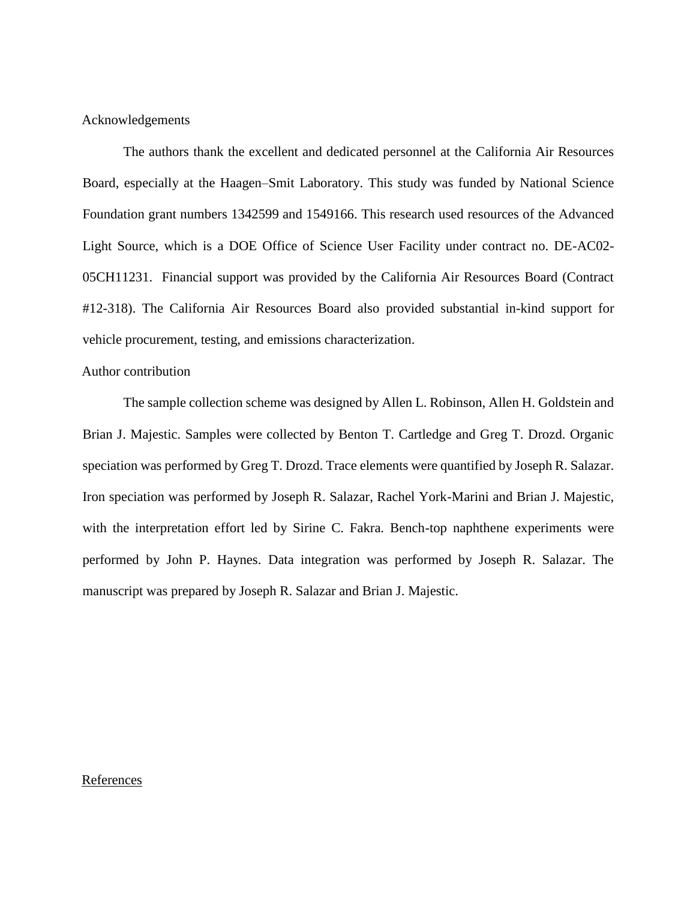## Acknowledgements

The authors thank the excellent and dedicated personnel at the California Air Resources Board, especially at the Haagen–Smit Laboratory. This study was funded by National Science Foundation grant numbers 1342599 and 1549166. This research used resources of the Advanced Light Source, which is a DOE Office of Science User Facility under contract no. DE-AC02-05CH11231. Financial support was provided by the California Air Resources Board (Contract #12-318). The California Air Resources Board also provided substantial in-kind support for vehicle procurement, testing, and emissions characterization.

## Author contribution

The sample collection scheme was designed by Allen L. Robinson, Allen H. Goldstein and Brian J. Majestic. Samples were collected by Benton T. Cartledge and Greg T. Drozd. Organic speciation was performed by Greg T. Drozd. Trace elements were quantified by Joseph R. Salazar. Iron speciation was performed by Joseph R. Salazar, Rachel York-Marini and Brian J. Majestic, with the interpretation effort led by Sirine C. Fakra. Bench-top naphthene experiments were performed by John P. Haynes. Data integration was performed by Joseph R. Salazar. The manuscript was prepared by Joseph R. Salazar and Brian J. Majestic.

## References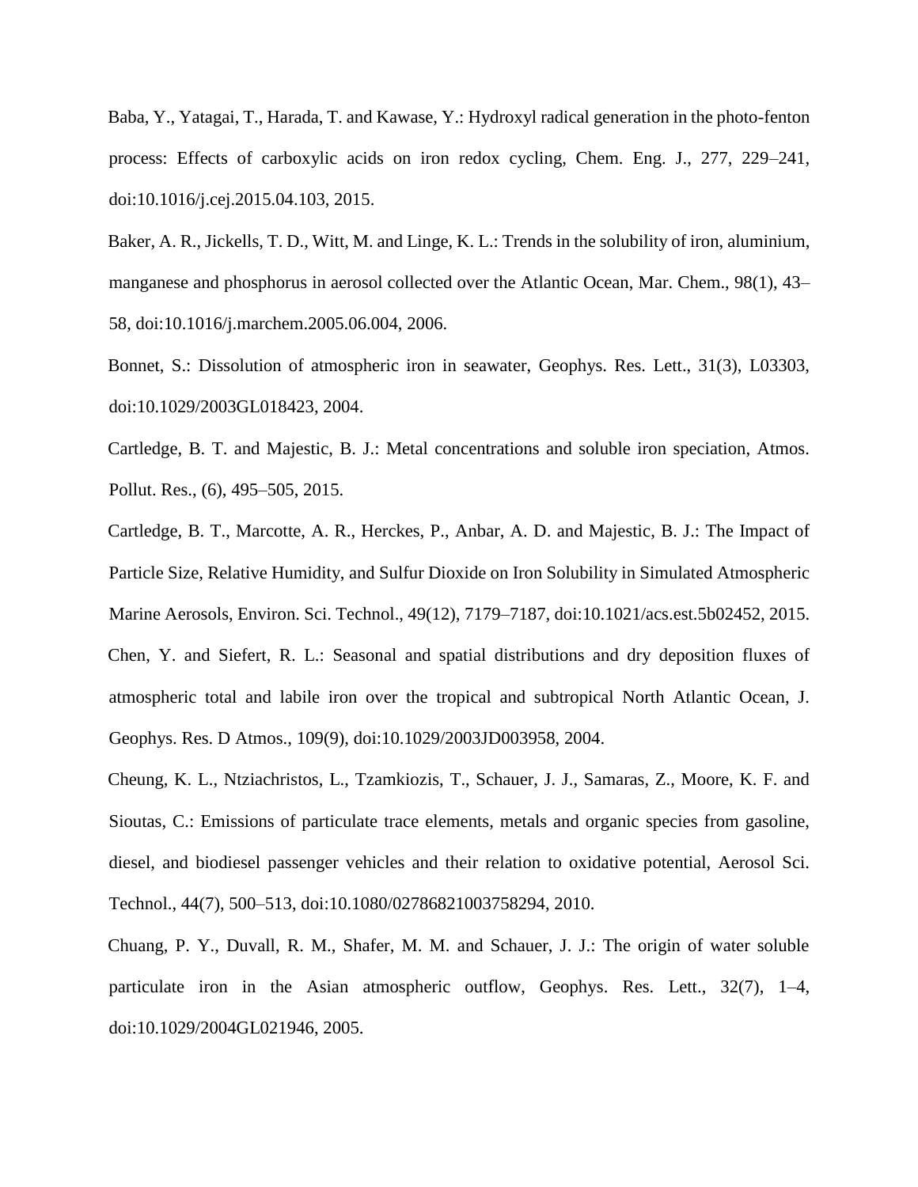Baba, Y., Yatagai, T., Harada, T. and Kawase, Y.: Hydroxyl radical generation in the photo-fenton process: Effects of carboxylic acids on iron redox cycling, Chem. Eng. J., 277, 229–241, doi:10.1016/j.cej.2015.04.103, 2015.

Baker, A. R., Jickells, T. D., Witt, M. and Linge, K. L.: Trends in the solubility of iron, aluminium, manganese and phosphorus in aerosol collected over the Atlantic Ocean, Mar. Chem., 98(1), 43–58, doi:10.1016/j.marchem.2005.06.004, 2006.

Bonnet, S.: Dissolution of atmospheric iron in seawater, Geophys. Res. Lett., 31(3), L03303, doi:10.1029/2003GL018423, 2004.

Cartledge, B. T. and Majestic, B. J.: Metal concentrations and soluble iron speciation, Atmos. Pollut. Res., (6), 495–505, 2015.

Cartledge, B. T., Marcotte, A. R., Herckes, P., Anbar, A. D. and Majestic, B. J.: The Impact of Particle Size, Relative Humidity, and Sulfur Dioxide on Iron Solubility in Simulated Atmospheric Marine Aerosols, Environ. Sci. Technol., 49(12), 7179–7187, doi:10.1021/acs.est.5b02452, 2015.

Chen, Y. and Siefert, R. L.: Seasonal and spatial distributions and dry deposition fluxes of atmospheric total and labile iron over the tropical and subtropical North Atlantic Ocean, J. Geophys. Res. D Atmos., 109(9), doi:10.1029/2003JD003958, 2004.

Cheung, K. L., Ntziachristos, L., Tzamkiozis, T., Schauer, J. J., Samaras, Z., Moore, K. F. and Sioutas, C.: Emissions of particulate trace elements, metals and organic species from gasoline, diesel, and biodiesel passenger vehicles and their relation to oxidative potential, Aerosol Sci. Technol., 44(7), 500–513, doi:10.1080/02786821003758294, 2010.

Chuang, P. Y., Duvall, R. M., Shafer, M. M. and Schauer, J. J.: The origin of water soluble particulate iron in the Asian atmospheric outflow, Geophys. Res. Lett., 32(7), 1–4, doi:10.1029/2004GL021946, 2005.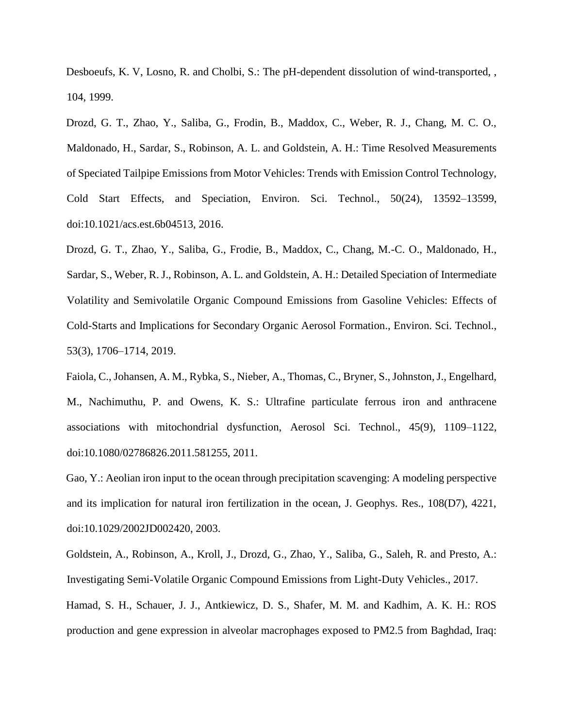Desboeufs, K. V, Losno, R. and Cholbi, S.: The pH-dependent dissolution of wind-transported, , 104, 1999.

Drozd, G. T., Zhao, Y., Saliba, G., Frodin, B., Maddox, C., Weber, R. J., Chang, M. C. O., Maldonado, H., Sardar, S., Robinson, A. L. and Goldstein, A. H.: Time Resolved Measurements of Speciated Tailpipe Emissions from Motor Vehicles: Trends with Emission Control Technology, Cold Start Effects, and Speciation, Environ. Sci. Technol., 50(24), 13592–13599, doi:10.1021/acs.est.6b04513, 2016.

Drozd, G. T., Zhao, Y., Saliba, G., Frodie, B., Maddox, C., Chang, M.-C. O., Maldonado, H., Sardar, S., Weber, R. J., Robinson, A. L. and Goldstein, A. H.: Detailed Speciation of Intermediate Volatility and Semivolatile Organic Compound Emissions from Gasoline Vehicles: Effects of Cold-Starts and Implications for Secondary Organic Aerosol Formation., Environ. Sci. Technol., 53(3), 1706–1714, 2019.

Faiola, C., Johansen, A. M., Rybka, S., Nieber, A., Thomas, C., Bryner, S., Johnston, J., Engelhard, M., Nachimuthu, P. and Owens, K. S.: Ultrafine particulate ferrous iron and anthracene associations with mitochondrial dysfunction, Aerosol Sci. Technol., 45(9), 1109–1122, doi:10.1080/02786826.2011.581255, 2011.

Gao, Y.: Aeolian iron input to the ocean through precipitation scavenging: A modeling perspective and its implication for natural iron fertilization in the ocean, J. Geophys. Res., 108(D7), 4221, doi:10.1029/2002JD002420, 2003.

Goldstein, A., Robinson, A., Kroll, J., Drozd, G., Zhao, Y., Saliba, G., Saleh, R. and Presto, A.: Investigating Semi-Volatile Organic Compound Emissions from Light-Duty Vehicles., 2017.

Hamad, S. H., Schauer, J. J., Antkiewicz, D. S., Shafer, M. M. and Kadhim, A. K. H.: ROS production and gene expression in alveolar macrophages exposed to PM2.5 from Baghdad, Iraq: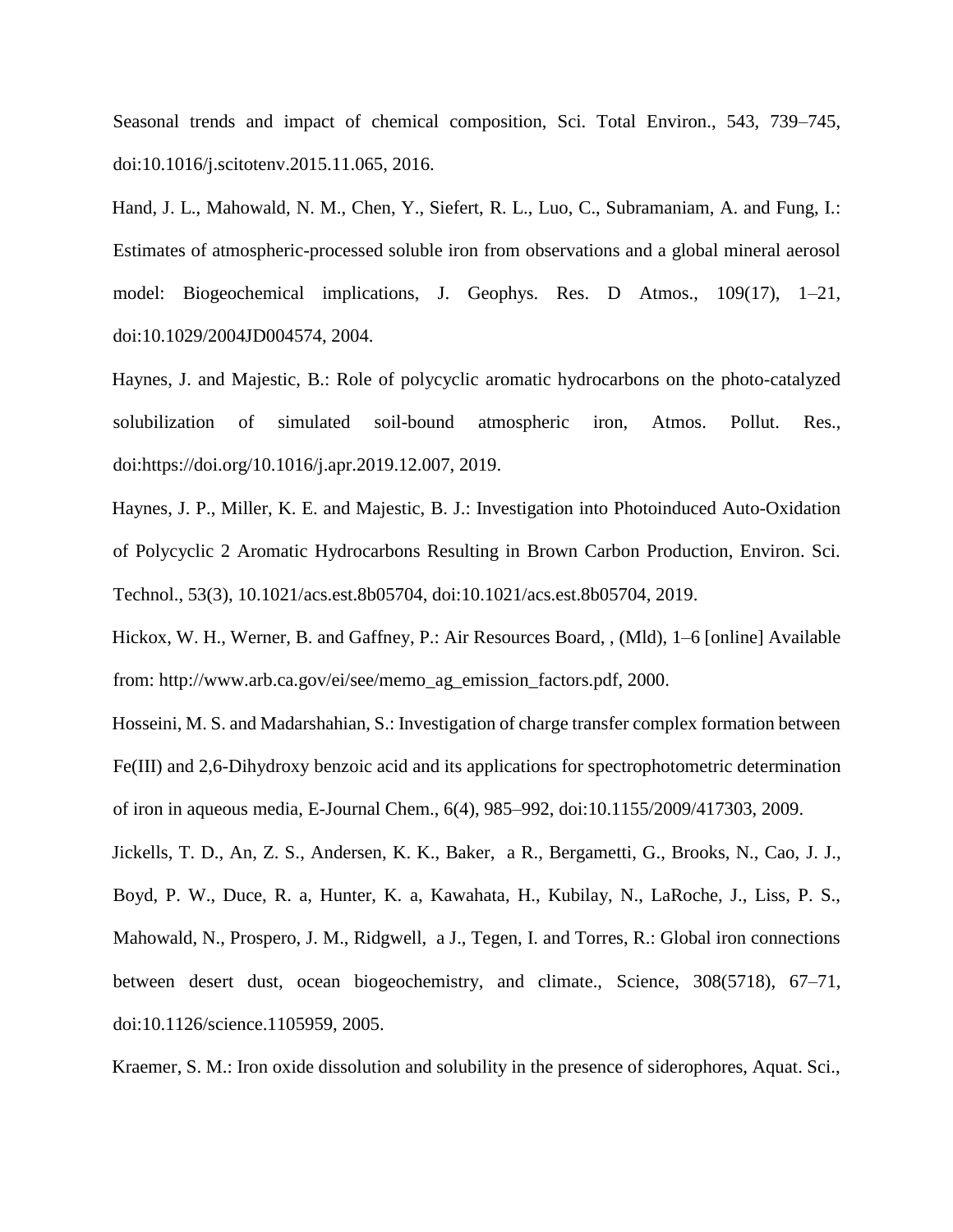Seasonal trends and impact of chemical composition, Sci. Total Environ., 543, 739–745, doi:10.1016/j.scitotenv.2015.11.065, 2016.

Hand, J. L., Mahowald, N. M., Chen, Y., Siefert, R. L., Luo, C., Subramaniam, A. and Fung, I.: Estimates of atmospheric-processed soluble iron from observations and a global mineral aerosol model: Biogeochemical implications, J. Geophys. Res. D Atmos., 109(17), 1–21, doi:10.1029/2004JD004574, 2004.

Haynes, J. and Majestic, B.: Role of polycyclic aromatic hydrocarbons on the photo-catalyzed solubilization of simulated soil-bound atmospheric iron, Atmos. Pollut. Res., doi:https://doi.org/10.1016/j.apr.2019.12.007, 2019.

Haynes, J. P., Miller, K. E. and Majestic, B. J.: Investigation into Photoinduced Auto-Oxidation of Polycyclic 2 Aromatic Hydrocarbons Resulting in Brown Carbon Production, Environ. Sci. Technol., 53(3), 10.1021/acs.est.8b05704, doi:10.1021/acs.est.8b05704, 2019.

Hickox, W. H., Werner, B. and Gaffney, P.: Air Resources Board, , (Mld), 1–6 [online] Available from: http://www.arb.ca.gov/ei/see/memo_ag_emission_factors.pdf, 2000.

Hosseini, M. S. and Madarshahian, S.: Investigation of charge transfer complex formation between Fe(III) and 2,6-Dihydroxy benzoic acid and its applications for spectrophotometric determination of iron in aqueous media, E-Journal Chem., 6(4), 985–992, doi:10.1155/2009/417303, 2009.

Jickells, T. D., An, Z. S., Andersen, K. K., Baker, a R., Bergametti, G., Brooks, N., Cao, J. J., Boyd, P. W., Duce, R. a, Hunter, K. a, Kawahata, H., Kubilay, N., LaRoche, J., Liss, P. S., Mahowald, N., Prospero, J. M., Ridgwell, a J., Tegen, I. and Torres, R.: Global iron connections between desert dust, ocean biogeochemistry, and climate., Science, 308(5718), 67–71, doi:10.1126/science.1105959, 2005.

Kraemer, S. M.: Iron oxide dissolution and solubility in the presence of siderophores, Aquat. Sci.,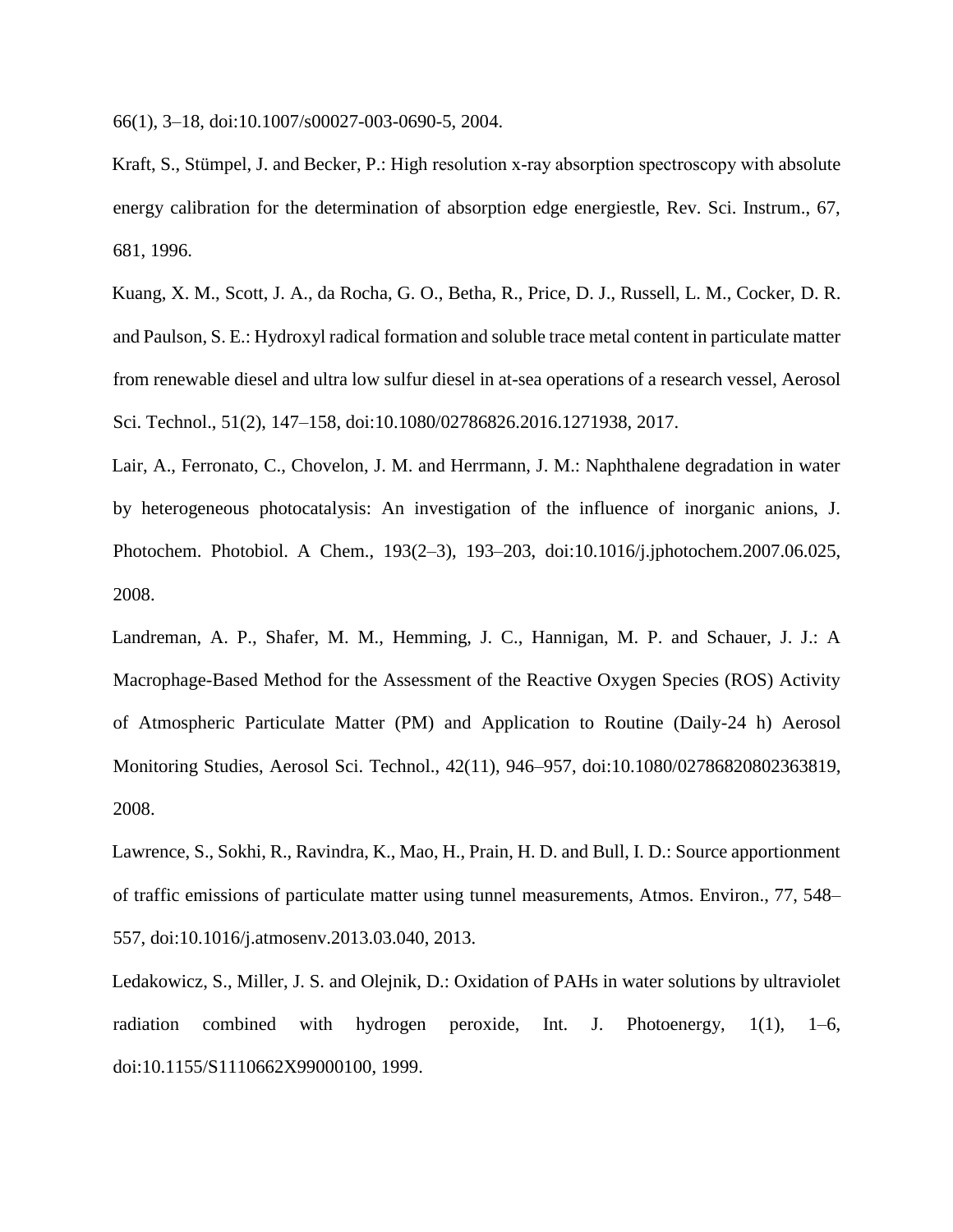66(1), 3–18, doi:10.1007/s00027-003-0690-5, 2004.

Kraft, S., Stümpel, J. and Becker, P.: High resolution x-ray absorption spectroscopy with absolute energy calibration for the determination of absorption edge energiestle, Rev. Sci. Instrum., 67, 681, 1996.

Kuang, X. M., Scott, J. A., da Rocha, G. O., Betha, R., Price, D. J., Russell, L. M., Cocker, D. R. and Paulson, S. E.: Hydroxyl radical formation and soluble trace metal content in particulate matter from renewable diesel and ultra low sulfur diesel in at-sea operations of a research vessel, Aerosol Sci. Technol., 51(2), 147–158, doi:10.1080/02786826.2016.1271938, 2017.

Lair, A., Ferronato, C., Chovelon, J. M. and Herrmann, J. M.: Naphthalene degradation in water by heterogeneous photocatalysis: An investigation of the influence of inorganic anions, J. Photochem. Photobiol. A Chem., 193(2–3), 193–203, doi:10.1016/j.jphotochem.2007.06.025, 2008.

Landreman, A. P., Shafer, M. M., Hemming, J. C., Hannigan, M. P. and Schauer, J. J.: A Macrophage-Based Method for the Assessment of the Reactive Oxygen Species (ROS) Activity of Atmospheric Particulate Matter (PM) and Application to Routine (Daily-24 h) Aerosol Monitoring Studies, Aerosol Sci. Technol., 42(11), 946–957, doi:10.1080/02786820802363819, 2008.

Lawrence, S., Sokhi, R., Ravindra, K., Mao, H., Prain, H. D. and Bull, I. D.: Source apportionment of traffic emissions of particulate matter using tunnel measurements, Atmos. Environ., 77, 548–557, doi:10.1016/j.atmosenv.2013.03.040, 2013.

Ledakowicz, S., Miller, J. S. and Olejnik, D.: Oxidation of PAHs in water solutions by ultraviolet radiation combined with hydrogen peroxide, Int. J. Photoenergy, 1(1), 1–6, doi:10.1155/S1110662X99000100, 1999.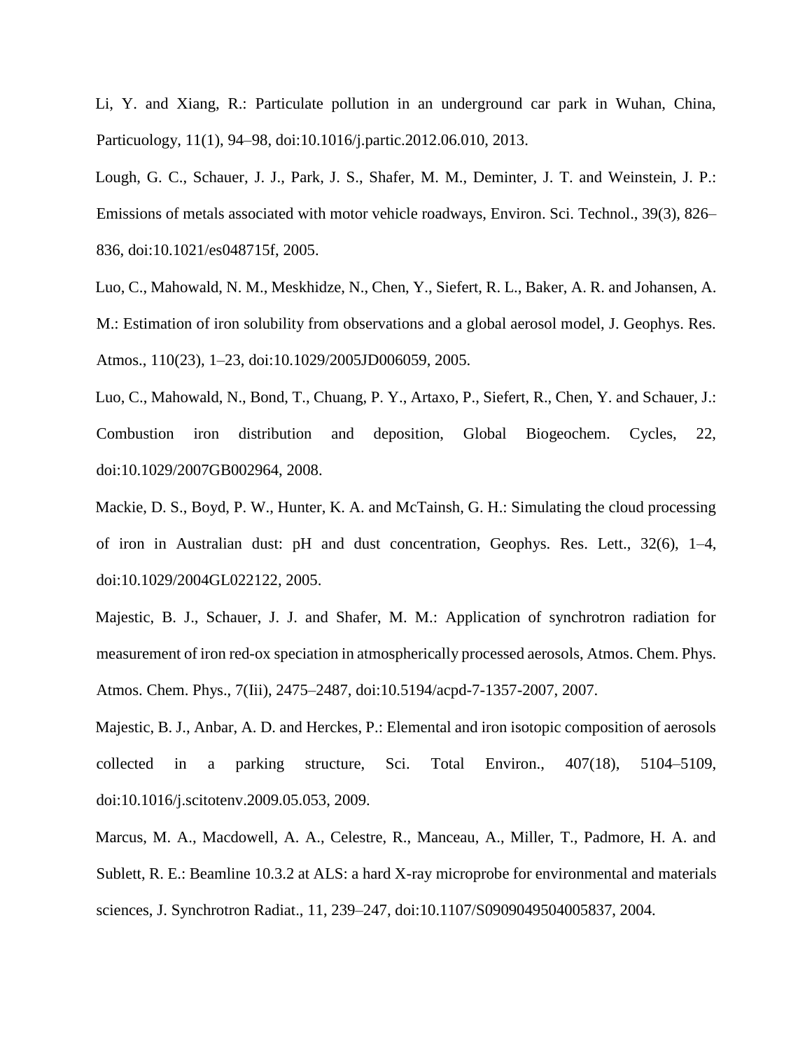Li, Y. and Xiang, R.: Particulate pollution in an underground car park in Wuhan, China, Particuology, 11(1), 94–98, doi:10.1016/j.partic.2012.06.010, 2013.

Lough, G. C., Schauer, J. J., Park, J. S., Shafer, M. M., Deminter, J. T. and Weinstein, J. P.: Emissions of metals associated with motor vehicle roadways, Environ. Sci. Technol., 39(3), 826–836, doi:10.1021/es048715f, 2005.

Luo, C., Mahowald, N. M., Meskhidze, N., Chen, Y., Siefert, R. L., Baker, A. R. and Johansen, A. M.: Estimation of iron solubility from observations and a global aerosol model, J. Geophys. Res. Atmos., 110(23), 1–23, doi:10.1029/2005JD006059, 2005.

Luo, C., Mahowald, N., Bond, T., Chuang, P. Y., Artaxo, P., Siefert, R., Chen, Y. and Schauer, J.: Combustion iron distribution and deposition, Global Biogeochem. Cycles, 22, doi:10.1029/2007GB002964, 2008.

Mackie, D. S., Boyd, P. W., Hunter, K. A. and McTainsh, G. H.: Simulating the cloud processing of iron in Australian dust: pH and dust concentration, Geophys. Res. Lett., 32(6), 1–4, doi:10.1029/2004GL022122, 2005.

Majestic, B. J., Schauer, J. J. and Shafer, M. M.: Application of synchrotron radiation for measurement of iron red-ox speciation in atmospherically processed aerosols, Atmos. Chem. Phys. Atmos. Chem. Phys., 7(Iii), 2475–2487, doi:10.5194/acpd-7-1357-2007, 2007.

Majestic, B. J., Anbar, A. D. and Herckes, P.: Elemental and iron isotopic composition of aerosols collected in a parking structure, Sci. Total Environ., 407(18), 5104–5109, doi:10.1016/j.scitotenv.2009.05.053, 2009.

Marcus, M. A., Macdowell, A. A., Celestre, R., Manceau, A., Miller, T., Padmore, H. A. and Sublett, R. E.: Beamline 10.3.2 at ALS: a hard X-ray microprobe for environmental and materials sciences, J. Synchrotron Radiat., 11, 239–247, doi:10.1107/S0909049504005837, 2004.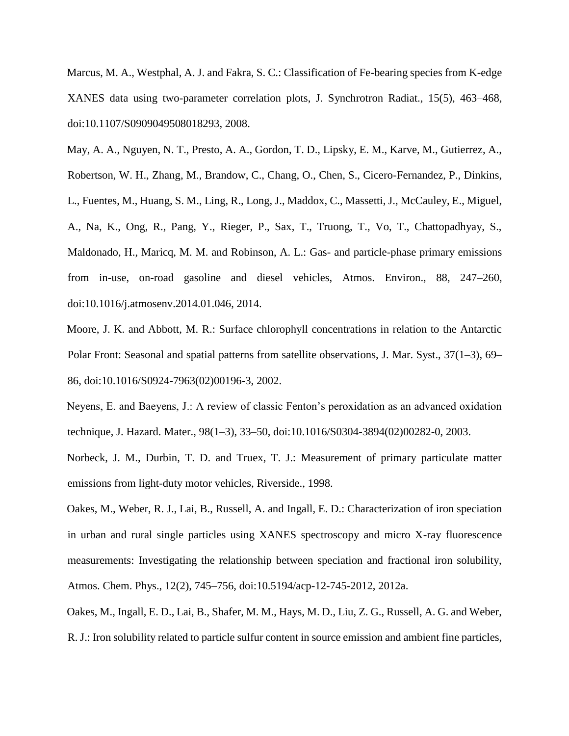Marcus, M. A., Westphal, A. J. and Fakra, S. C.: Classification of Fe-bearing species from K-edge XANES data using two-parameter correlation plots, J. Synchrotron Radiat., 15(5), 463–468, doi:10.1107/S0909049508018293, 2008.

May, A. A., Nguyen, N. T., Presto, A. A., Gordon, T. D., Lipsky, E. M., Karve, M., Gutierrez, A., Robertson, W. H., Zhang, M., Brandow, C., Chang, O., Chen, S., Cicero-Fernandez, P., Dinkins, L., Fuentes, M., Huang, S. M., Ling, R., Long, J., Maddox, C., Massetti, J., McCauley, E., Miguel, A., Na, K., Ong, R., Pang, Y., Rieger, P., Sax, T., Truong, T., Vo, T., Chattopadhyay, S., Maldonado, H., Maricq, M. M. and Robinson, A. L.: Gas- and particle-phase primary emissions from in-use, on-road gasoline and diesel vehicles, Atmos. Environ., 88, 247–260, doi:10.1016/j.atmosenv.2014.01.046, 2014.

Moore, J. K. and Abbott, M. R.: Surface chlorophyll concentrations in relation to the Antarctic Polar Front: Seasonal and spatial patterns from satellite observations, J. Mar. Syst., 37(1–3), 69–86, doi:10.1016/S0924-7963(02)00196-3, 2002.

Neyens, E. and Baeyens, J.: A review of classic Fenton's peroxidation as an advanced oxidation technique, J. Hazard. Mater., 98(1–3), 33–50, doi:10.1016/S0304-3894(02)00282-0, 2003.

Norbeck, J. M., Durbin, T. D. and Truex, T. J.: Measurement of primary particulate matter emissions from light-duty motor vehicles, Riverside., 1998.

Oakes, M., Weber, R. J., Lai, B., Russell, A. and Ingall, E. D.: Characterization of iron speciation in urban and rural single particles using XANES spectroscopy and micro X-ray fluorescence measurements: Investigating the relationship between speciation and fractional iron solubility, Atmos. Chem. Phys., 12(2), 745–756, doi:10.5194/acp-12-745-2012, 2012a.

Oakes, M., Ingall, E. D., Lai, B., Shafer, M. M., Hays, M. D., Liu, Z. G., Russell, A. G. and Weber, R. J.: Iron solubility related to particle sulfur content in source emission and ambient fine particles,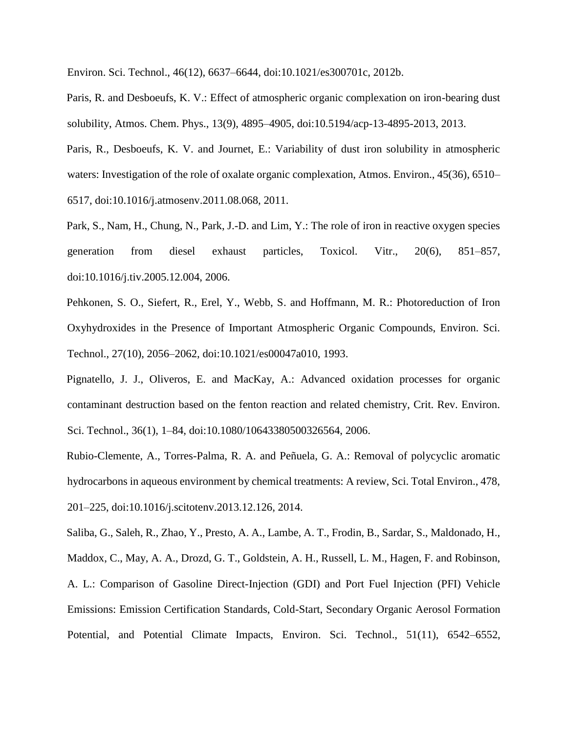Environ. Sci. Technol., 46(12), 6637–6644, doi:10.1021/es300701c, 2012b.

Paris, R. and Desboeufs, K. V.: Effect of atmospheric organic complexation on iron-bearing dust solubility, Atmos. Chem. Phys., 13(9), 4895–4905, doi:10.5194/acp-13-4895-2013, 2013.

Paris, R., Desboeufs, K. V. and Journet, E.: Variability of dust iron solubility in atmospheric waters: Investigation of the role of oxalate organic complexation, Atmos. Environ., 45(36), 6510–6517, doi:10.1016/j.atmosenv.2011.08.068, 2011.

Park, S., Nam, H., Chung, N., Park, J.-D. and Lim, Y.: The role of iron in reactive oxygen species generation from diesel exhaust particles, Toxicol. Vitr., 20(6), 851–857, doi:10.1016/j.tiv.2005.12.004, 2006.

Pehkonen, S. O., Siefert, R., Erel, Y., Webb, S. and Hoffmann, M. R.: Photoreduction of Iron Oxyhydroxides in the Presence of Important Atmospheric Organic Compounds, Environ. Sci. Technol., 27(10), 2056–2062, doi:10.1021/es00047a010, 1993.

Pignatello, J. J., Oliveros, E. and MacKay, A.: Advanced oxidation processes for organic contaminant destruction based on the fenton reaction and related chemistry, Crit. Rev. Environ. Sci. Technol., 36(1), 1–84, doi:10.1080/10643380500326564, 2006.

Rubio-Clemente, A., Torres-Palma, R. A. and Peñuela, G. A.: Removal of polycyclic aromatic hydrocarbons in aqueous environment by chemical treatments: A review, Sci. Total Environ., 478, 201–225, doi:10.1016/j.scitotenv.2013.12.126, 2014.

Saliba, G., Saleh, R., Zhao, Y., Presto, A. A., Lambe, A. T., Frodin, B., Sardar, S., Maldonado, H., Maddox, C., May, A. A., Drozd, G. T., Goldstein, A. H., Russell, L. M., Hagen, F. and Robinson, A. L.: Comparison of Gasoline Direct-Injection (GDI) and Port Fuel Injection (PFI) Vehicle Emissions: Emission Certification Standards, Cold-Start, Secondary Organic Aerosol Formation Potential, and Potential Climate Impacts, Environ. Sci. Technol., 51(11), 6542–6552,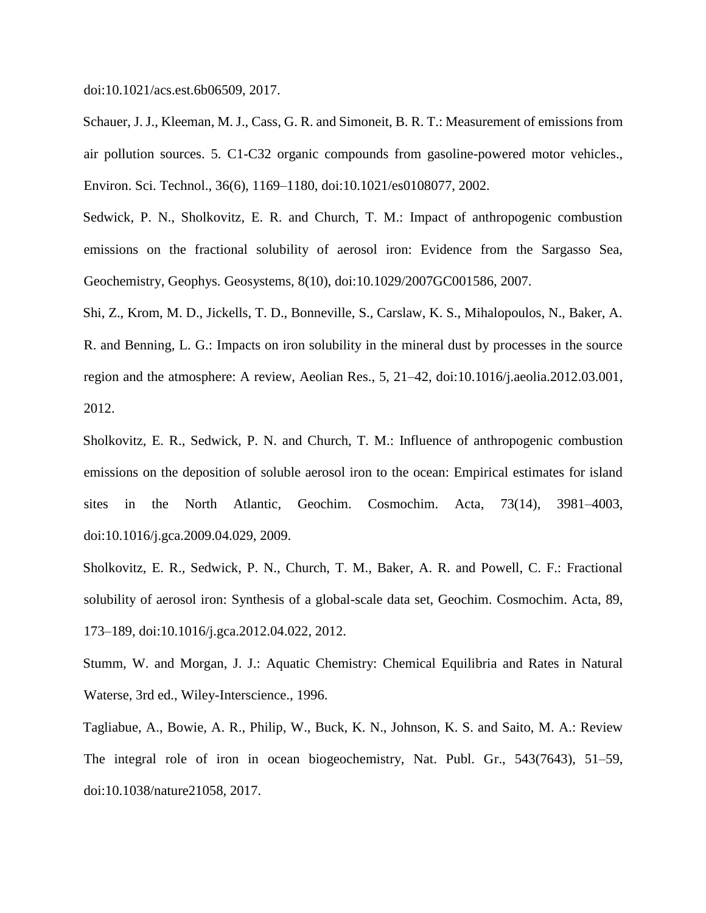doi:10.1021/acs.est.6b06509, 2017.

Schauer, J. J., Kleeman, M. J., Cass, G. R. and Simoneit, B. R. T.: Measurement of emissions from air pollution sources. 5. C1-C32 organic compounds from gasoline-powered motor vehicles., Environ. Sci. Technol., 36(6), 1169–1180, doi:10.1021/es0108077, 2002.

Sedwick, P. N., Sholkovitz, E. R. and Church, T. M.: Impact of anthropogenic combustion emissions on the fractional solubility of aerosol iron: Evidence from the Sargasso Sea, Geochemistry, Geophys. Geosystems, 8(10), doi:10.1029/2007GC001586, 2007.

Shi, Z., Krom, M. D., Jickells, T. D., Bonneville, S., Carslaw, K. S., Mihalopoulos, N., Baker, A. R. and Benning, L. G.: Impacts on iron solubility in the mineral dust by processes in the source region and the atmosphere: A review, Aeolian Res., 5, 21–42, doi:10.1016/j.aeolia.2012.03.001, 2012.

Sholkovitz, E. R., Sedwick, P. N. and Church, T. M.: Influence of anthropogenic combustion emissions on the deposition of soluble aerosol iron to the ocean: Empirical estimates for island sites in the North Atlantic, Geochim. Cosmochim. Acta, 73(14), 3981–4003, doi:10.1016/j.gca.2009.04.029, 2009.

Sholkovitz, E. R., Sedwick, P. N., Church, T. M., Baker, A. R. and Powell, C. F.: Fractional solubility of aerosol iron: Synthesis of a global-scale data set, Geochim. Cosmochim. Acta, 89, 173–189, doi:10.1016/j.gca.2012.04.022, 2012.

Stumm, W. and Morgan, J. J.: Aquatic Chemistry: Chemical Equilibria and Rates in Natural Waterse, 3rd ed., Wiley-Interscience., 1996.

Tagliabue, A., Bowie, A. R., Philip, W., Buck, K. N., Johnson, K. S. and Saito, M. A.: Review The integral role of iron in ocean biogeochemistry, Nat. Publ. Gr., 543(7643), 51–59, doi:10.1038/nature21058, 2017.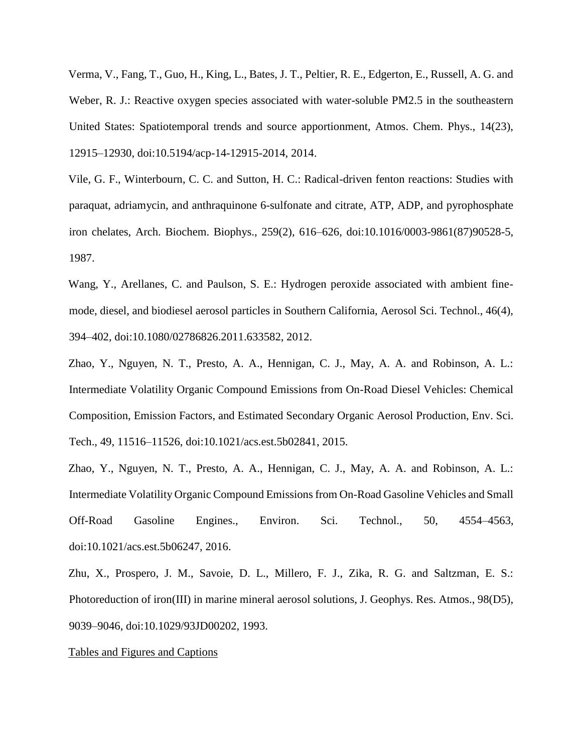Verma, V., Fang, T., Guo, H., King, L., Bates, J. T., Peltier, R. E., Edgerton, E., Russell, A. G. and Weber, R. J.: Reactive oxygen species associated with water-soluble PM2.5 in the southeastern United States: Spatiotemporal trends and source apportionment, Atmos. Chem. Phys., 14(23), 12915–12930, doi:10.5194/acp-14-12915-2014, 2014.

Vile, G. F., Winterbourn, C. C. and Sutton, H. C.: Radical-driven fenton reactions: Studies with paraquat, adriamycin, and anthraquinone 6-sulfonate and citrate, ATP, ADP, and pyrophosphate iron chelates, Arch. Biochem. Biophys., 259(2), 616–626, doi:10.1016/0003-9861(87)90528-5, 1987.

Wang, Y., Arellanes, C. and Paulson, S. E.: Hydrogen peroxide associated with ambient fine-mode, diesel, and biodiesel aerosol particles in Southern California, Aerosol Sci. Technol., 46(4), 394–402, doi:10.1080/02786826.2011.633582, 2012.

Zhao, Y., Nguyen, N. T., Presto, A. A., Hennigan, C. J., May, A. A. and Robinson, A. L.: Intermediate Volatility Organic Compound Emissions from On-Road Diesel Vehicles: Chemical Composition, Emission Factors, and Estimated Secondary Organic Aerosol Production, Env. Sci. Tech., 49, 11516–11526, doi:10.1021/acs.est.5b02841, 2015.

Zhao, Y., Nguyen, N. T., Presto, A. A., Hennigan, C. J., May, A. A. and Robinson, A. L.: Intermediate Volatility Organic Compound Emissions from On-Road Gasoline Vehicles and Small Off-Road Gasoline Engines., Environ. Sci. Technol., 50, 4554–4563, doi:10.1021/acs.est.5b06247, 2016.

Zhu, X., Prospero, J. M., Savoie, D. L., Millero, F. J., Zika, R. G. and Saltzman, E. S.: Photoreduction of iron(III) in marine mineral aerosol solutions, J. Geophys. Res. Atmos., 98(D5), 9039–9046, doi:10.1029/93JD00202, 1993.

Tables and Figures and Captions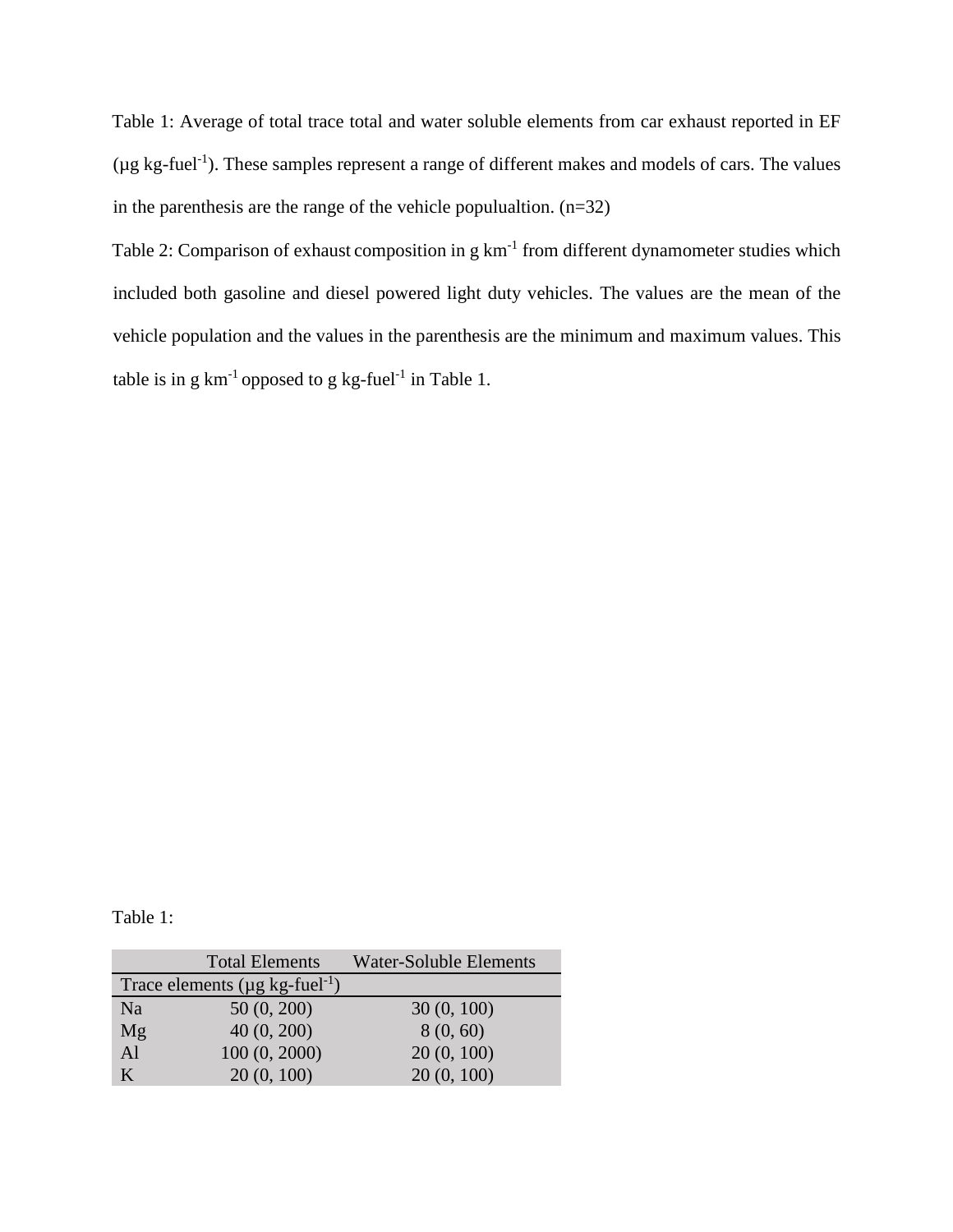Table 1: Average of total trace total and water soluble elements from car exhaust reported in EF (μg kg-fuel$^{-1}$). These samples represent a range of different makes and models of cars. The values in the parenthesis are the range of the vehicle populualtion. (n=32)

Table 2: Comparison of exhaust composition in g km$^{-1}$ from different dynamometer studies which included both gasoline and diesel powered light duty vehicles. The values are the mean of the vehicle population and the values in the parenthesis are the minimum and maximum values. This table is in g km$^{-1}$ opposed to g kg-fuel$^{-1}$ in Table 1.

Table 1:

| | Total Elements | Water-Soluble Elements |
|---|---|---|
| Trace elements (μg kg-fuel$^{-1}$) | | |
| Na | 50 (0, 200) | 30 (0, 100) |
| Mg | 40 (0, 200) | 8 (0, 60) |
| Al | 100 (0, 2000) | 20 (0, 100) |
| K | 20 (0, 100) | 20 (0, 100) |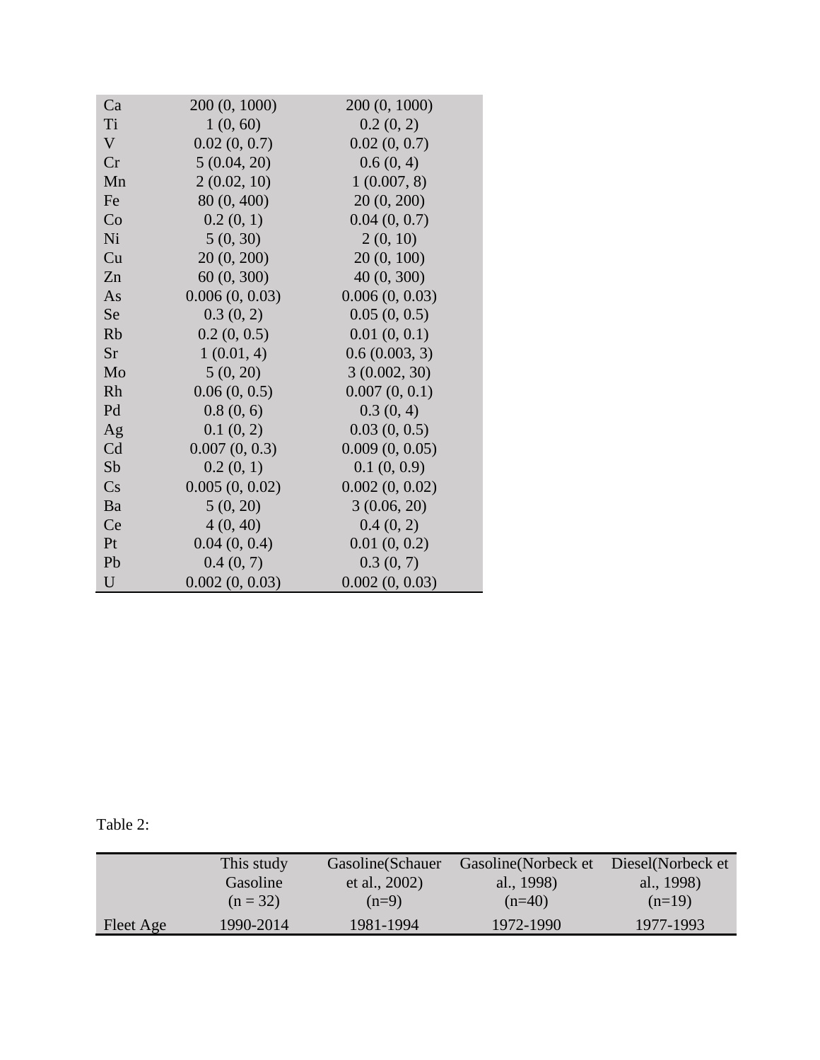| | | |
|---|---|---|
| Ca | 200 (0, 1000) | 200 (0, 1000) |
| Ti | 1 (0, 60) | 0.2 (0, 2) |
| V | 0.02 (0, 0.7) | 0.02 (0, 0.7) |
| Cr | 5 (0.04, 20) | 0.6 (0, 4) |
| Mn | 2 (0.02, 10) | 1 (0.007, 8) |
| Fe | 80 (0, 400) | 20 (0, 200) |
| Co | 0.2 (0, 1) | 0.04 (0, 0.7) |
| Ni | 5 (0, 30) | 2 (0, 10) |
| Cu | 20 (0, 200) | 20 (0, 100) |
| Zn | 60 (0, 300) | 40 (0, 300) |
| As | 0.006 (0, 0.03) | 0.006 (0, 0.03) |
| Se | 0.3 (0, 2) | 0.05 (0, 0.5) |
| Rb | 0.2 (0, 0.5) | 0.01 (0, 0.1) |
| Sr | 1 (0.01, 4) | 0.6 (0.003, 3) |
| Mo | 5 (0, 20) | 3 (0.002, 30) |
| Rh | 0.06 (0, 0.5) | 0.007 (0, 0.1) |
| Pd | 0.8 (0, 6) | 0.3 (0, 4) |
| Ag | 0.1 (0, 2) | 0.03 (0, 0.5) |
| Cd | 0.007 (0, 0.3) | 0.009 (0, 0.05) |
| Sb | 0.2 (0, 1) | 0.1 (0, 0.9) |
| Cs | 0.005 (0, 0.02) | 0.002 (0, 0.02) |
| Ba | 5 (0, 20) | 3 (0.06, 20) |
| Ce | 4 (0, 40) | 0.4 (0, 2) |
| Pt | 0.04 (0, 0.4) | 0.01 (0, 0.2) |
| Pb | 0.4 (0, 7) | 0.3 (0, 7) |
| U | 0.002 (0, 0.03) | 0.002 (0, 0.03) |

Table 2:

| | This study Gasoline (n = 32) | Gasoline(Schauer et al., 2002) (n=9) | Gasoline(Norbeck et al., 1998) (n=40) | Diesel(Norbeck et al., 1998) (n=19) |
|---|---|---|---|---|
| Fleet Age | 1990-2014 | 1981-1994 | 1972-1990 | 1977-1993 |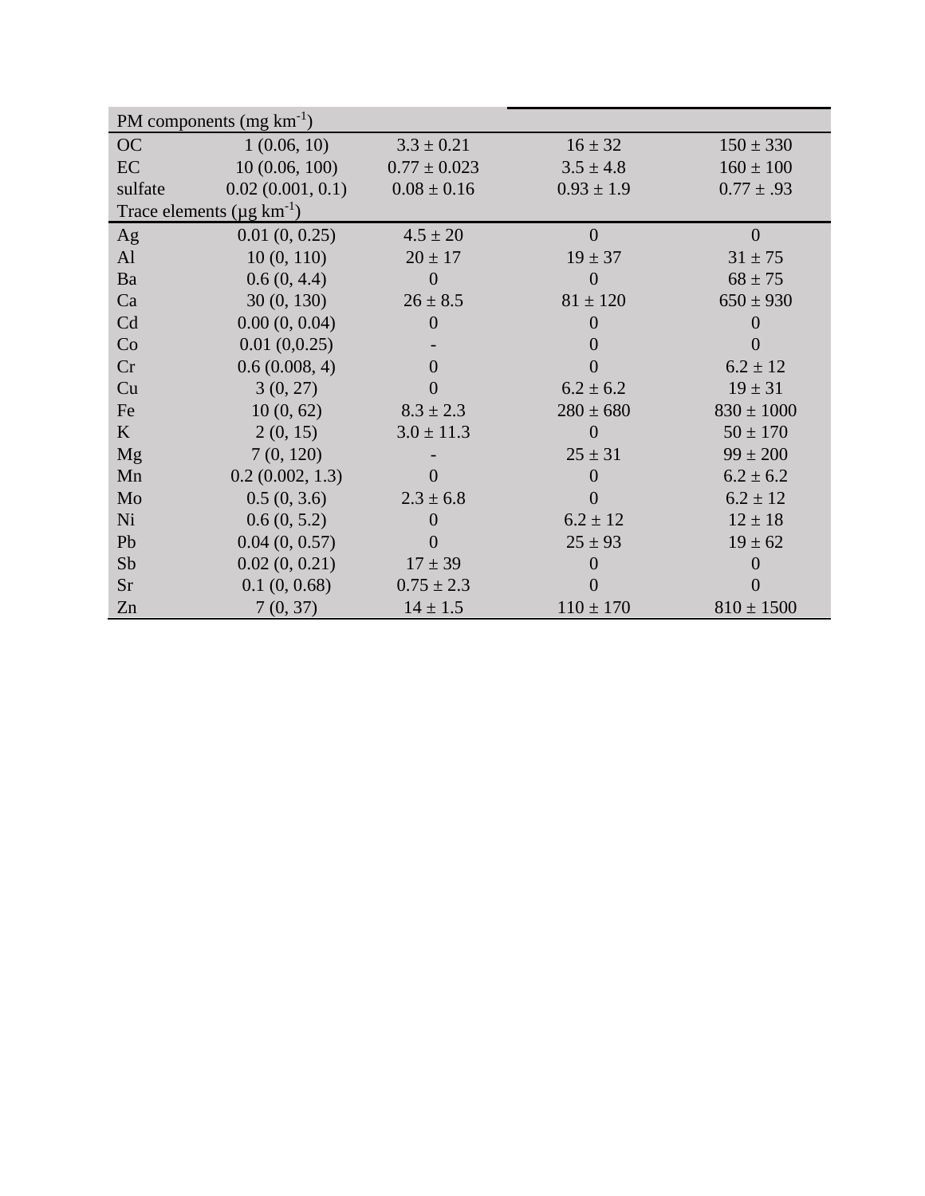| | | | | |
|---|---|---|---|---|
| PM components (mg km$^{-1}$) | | | | |
| OC | 1 (0.06, 10) | 3.3 ± 0.21 | 16 ± 32 | 150 ± 330 |
| EC | 10 (0.06, 100) | 0.77 ± 0.023 | 3.5 ± 4.8 | 160 ± 100 |
| sulfate | 0.02 (0.001, 0.1) | 0.08 ± 0.16 | 0.93 ± 1.9 | 0.77 ± .93 |
| Trace elements (μg km$^{-1}$) | | | | |
| Ag | 0.01 (0, 0.25) | 4.5 ± 20 | 0 | 0 |
| Al | 10 (0, 110) | 20 ± 17 | 19 ± 37 | 31 ± 75 |
| Ba | 0.6 (0, 4.4) | 0 | 0 | 68 ± 75 |
| Ca | 30 (0, 130) | 26 ± 8.5 | 81 ± 120 | 650 ± 930 |
| Cd | 0.00 (0, 0.04) | 0 | 0 | 0 |
| Co | 0.01 (0,0.25) | - | 0 | 0 |
| Cr | 0.6 (0.008, 4) | 0 | 0 | 6.2 ± 12 |
| Cu | 3 (0, 27) | 0 | 6.2 ± 6.2 | 19 ± 31 |
| Fe | 10 (0, 62) | 8.3 ± 2.3 | 280 ± 680 | 830 ± 1000 |
| K | 2 (0, 15) | 3.0 ± 11.3 | 0 | 50 ± 170 |
| Mg | 7 (0, 120) | - | 25 ± 31 | 99 ± 200 |
| Mn | 0.2 (0.002, 1.3) | 0 | 0 | 6.2 ± 6.2 |
| Mo | 0.5 (0, 3.6) | 2.3 ± 6.8 | 0 | 6.2 ± 12 |
| Ni | 0.6 (0, 5.2) | 0 | 6.2 ± 12 | 12 ± 18 |
| Pb | 0.04 (0, 0.57) | 0 | 25 ± 93 | 19 ± 62 |
| Sb | 0.02 (0, 0.21) | 17 ± 39 | 0 | 0 |
| Sr | 0.1 (0, 0.68) | 0.75 ± 2.3 | 0 | 0 |
| Zn | 7 (0, 37) | 14 ± 1.5 | 110 ± 170 | 810 ± 1500 |